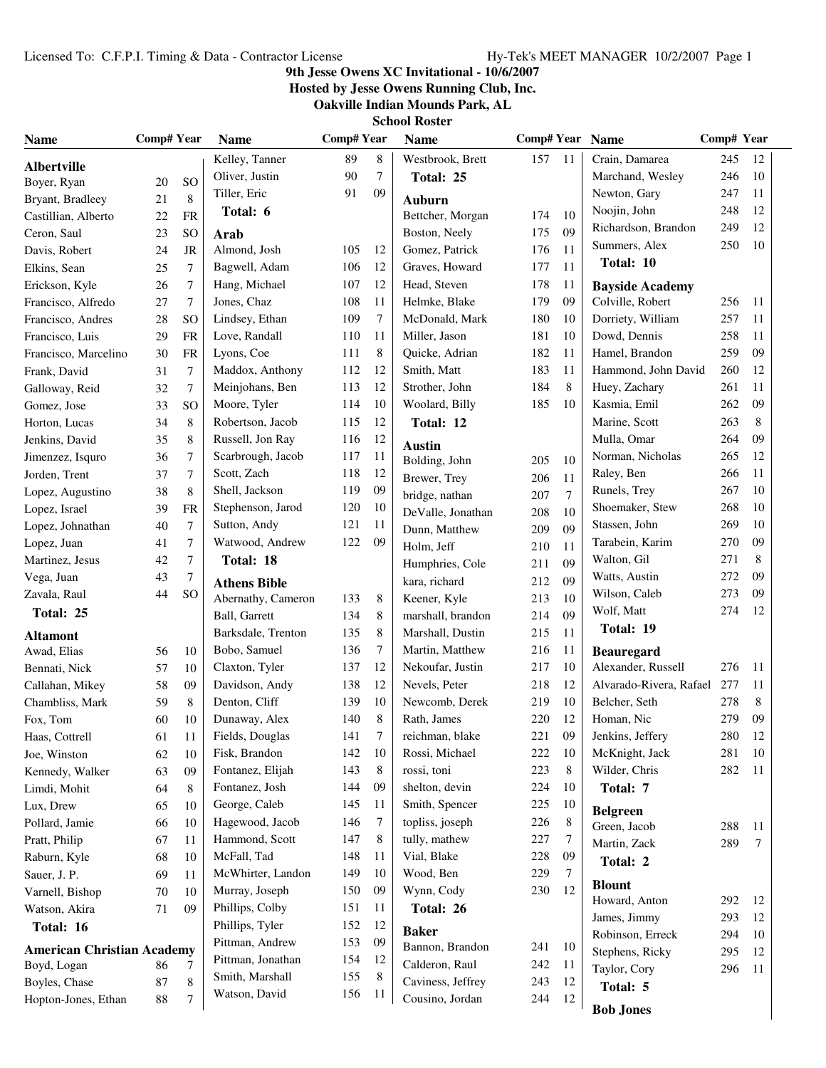Licensed To: C.F.P.I. Timing & Data - Contractor License

# 9th Jesse Owens XC Invitational - 10/6/2007

**Hosted by Jesse Owens Running Club, Inc.**

**Oakville Indian Mounds Park, AL**

**School Roster**

| Name | Comp# | Year |
|---|---|---|
| **Albertville** | | |
| Boyer, Ryan | 20 | SO |
| Bryant, Bradleey | 21 | 8 |
| Castillian, Alberto | 22 | FR |
| Ceron, Saul | 23 | SO |
| Davis, Robert | 24 | JR |
| Elkins, Sean | 25 | 7 |
| Erickson, Kyle | 26 | 7 |
| Francisco, Alfredo | 27 | 7 |
| Francisco, Andres | 28 | SO |
| Francisco, Luis | 29 | FR |
| Francisco, Marcelino | 30 | FR |
| Frank, David | 31 | 7 |
| Galloway, Reid | 32 | 7 |
| Gomez, Jose | 33 | SO |
| Horton, Lucas | 34 | 8 |
| Jenkins, David | 35 | 8 |
| Jimenzez, Isquro | 36 | 7 |
| Jorden, Trent | 37 | 7 |
| Lopez, Augustino | 38 | 8 |
| Lopez, Israel | 39 | FR |
| Lopez, Johnathan | 40 | 7 |
| Lopez, Juan | 41 | 7 |
| Martinez, Jesus | 42 | 7 |
| Vega, Juan | 43 | 7 |
| Zavala, Raul | 44 | SO |
| **Total: 25** | | |
| **Altamont** | | |
| Awad, Elias | 56 | 10 |
| Bennati, Nick | 57 | 10 |
| Callahan, Mikey | 58 | 09 |
| Chambliss, Mark | 59 | 8 |
| Fox, Tom | 60 | 10 |
| Haas, Cottrell | 61 | 11 |
| Joe, Winston | 62 | 10 |
| Kennedy, Walker | 63 | 09 |
| Limdi, Mohit | 64 | 8 |
| Lux, Drew | 65 | 10 |
| Pollard, Jamie | 66 | 10 |
| Pratt, Philip | 67 | 11 |
| Raburn, Kyle | 68 | 10 |
| Sauer, J. P. | 69 | 11 |
| Varnell, Bishop | 70 | 10 |
| Watson, Akira | 71 | 09 |
| **Total: 16** | | |
| **American Christian Academy** | | |
| Boyd, Logan | 86 | 7 |
| Boyles, Chase | 87 | 8 |
| Hopton-Jones, Ethan | 88 | 7 |
| Kelley, Tanner | 89 | 8 |
| Oliver, Justin | 90 | 7 |
| Tiller, Eric | 91 | 09 |
| **Total: 6** | | |
| **Arab** | | |
| Almond, Josh | 105 | 12 |
| Bagwell, Adam | 106 | 12 |
| Hang, Michael | 107 | 12 |
| Jones, Chaz | 108 | 11 |
| Lindsey, Ethan | 109 | 7 |
| Love, Randall | 110 | 11 |
| Lyons, Coe | 111 | 8 |
| Maddox, Anthony | 112 | 12 |
| Meinjohans, Ben | 113 | 12 |
| Moore, Tyler | 114 | 10 |
| Robertson, Jacob | 115 | 12 |
| Russell, Jon Ray | 116 | 12 |
| Scarbrough, Jacob | 117 | 11 |
| Scott, Zach | 118 | 12 |
| Shell, Jackson | 119 | 09 |
| Stephenson, Jarod | 120 | 10 |
| Sutton, Andy | 121 | 11 |
| Watwood, Andrew | 122 | 09 |
| **Total: 18** | | |
| **Athens Bible** | | |
| Abernathy, Cameron | 133 | 8 |
| Ball, Garrett | 134 | 8 |
| Barksdale, Trenton | 135 | 8 |
| Bobo, Samuel | 136 | 7 |
| Claxton, Tyler | 137 | 12 |
| Davidson, Andy | 138 | 12 |
| Denton, Cliff | 139 | 10 |
| Dunaway, Alex | 140 | 8 |
| Fields, Douglas | 141 | 7 |
| Fisk, Brandon | 142 | 10 |
| Fontanez, Elijah | 143 | 8 |
| Fontanez, Josh | 144 | 09 |
| George, Caleb | 145 | 11 |
| Hagewood, Jacob | 146 | 7 |
| Hammond, Scott | 147 | 8 |
| McFall, Tad | 148 | 11 |
| McWhirter, Landon | 149 | 10 |
| Murray, Joseph | 150 | 09 |
| Phillips, Colby | 151 | 11 |
| Phillips, Tyler | 152 | 12 |
| Pittman, Andrew | 153 | 09 |
| Pittman, Jonathan | 154 | 12 |
| Smith, Marshall | 155 | 8 |
| Watson, David | 156 | 11 |
| Westbrook, Brett | 157 | 11 |
| **Total: 25** | | |
| **Auburn** | | |
| Bettcher, Morgan | 174 | 10 |
| Boston, Neely | 175 | 09 |
| Gomez, Patrick | 176 | 11 |
| Graves, Howard | 177 | 11 |
| Head, Steven | 178 | 11 |
| Helmke, Blake | 179 | 09 |
| McDonald, Mark | 180 | 10 |
| Miller, Jason | 181 | 10 |
| Quicke, Adrian | 182 | 11 |
| Smith, Matt | 183 | 11 |
| Strother, John | 184 | 8 |
| Woolard, Billy | 185 | 10 |
| **Total: 12** | | |
| **Austin** | | |
| Bolding, John | 205 | 10 |
| Brewer, Trey | 206 | 11 |
| bridge, nathan | 207 | 7 |
| DeValle, Jonathan | 208 | 10 |
| Dunn, Matthew | 209 | 09 |
| Holm, Jeff | 210 | 11 |
| Humphries, Cole | 211 | 09 |
| kara, richard | 212 | 09 |
| Keener, Kyle | 213 | 10 |
| marshall, brandon | 214 | 09 |
| Marshall, Dustin | 215 | 11 |
| Martin, Matthew | 216 | 11 |
| Nekoufar, Justin | 217 | 10 |
| Nevels, Peter | 218 | 12 |
| Newcomb, Derek | 219 | 10 |
| Rath, James | 220 | 12 |
| reichman, blake | 221 | 09 |
| Rossi, Michael | 222 | 10 |
| rossi, toni | 223 | 8 |
| shelton, devin | 224 | 10 |
| Smith, Spencer | 225 | 10 |
| topliss, joseph | 226 | 8 |
| tully, mathew | 227 | 7 |
| Vial, Blake | 228 | 09 |
| Wood, Ben | 229 | 7 |
| Wynn, Cody | 230 | 12 |
| **Total: 26** | | |
| **Baker** | | |
| Bannon, Brandon | 241 | 10 |
| Calderon, Raul | 242 | 11 |
| Caviness, Jeffrey | 243 | 12 |
| Cousino, Jordan | 244 | 12 |
| Crain, Damarea | 245 | 12 |
| Marchand, Wesley | 246 | 10 |
| Newton, Gary | 247 | 11 |
| Noojin, John | 248 | 12 |
| Richardson, Brandon | 249 | 12 |
| Summers, Alex | 250 | 10 |
| **Total: 10** | | |
| **Bayside Academy** | | |
| Colville, Robert | 256 | 11 |
| Dorriety, William | 257 | 11 |
| Dowd, Dennis | 258 | 11 |
| Hamel, Brandon | 259 | 09 |
| Hammond, John David | 260 | 12 |
| Huey, Zachary | 261 | 11 |
| Kasmia, Emil | 262 | 09 |
| Marine, Scott | 263 | 8 |
| Mulla, Omar | 264 | 09 |
| Norman, Nicholas | 265 | 12 |
| Raley, Ben | 266 | 11 |
| Runels, Trey | 267 | 10 |
| Shoemaker, Stew | 268 | 10 |
| Stassen, John | 269 | 10 |
| Tarabein, Karim | 270 | 09 |
| Walton, Gil | 271 | 8 |
| Watts, Austin | 272 | 09 |
| Wilson, Caleb | 273 | 09 |
| Wolf, Matt | 274 | 12 |
| **Total: 19** | | |
| **Beauregard** | | |
| Alexander, Russell | 276 | 11 |
| Alvarado-Rivera, Rafael | 277 | 11 |
| Belcher, Seth | 278 | 8 |
| Homan, Nic | 279 | 09 |
| Jenkins, Jeffery | 280 | 12 |
| McKnight, Jack | 281 | 10 |
| Wilder, Chris | 282 | 11 |
| **Total: 7** | | |
| **Belgreen** | | |
| Green, Jacob | 288 | 11 |
| Martin, Zack | 289 | 7 |
| **Total: 2** | | |
| **Blount** | | |
| Howard, Anton | 292 | 12 |
| James, Jimmy | 293 | 12 |
| Robinson, Erreck | 294 | 10 |
| Stephens, Ricky | 295 | 12 |
| Taylor, Cory | 296 | 11 |
| **Total: 5** | | |
| **Bob Jones** | | |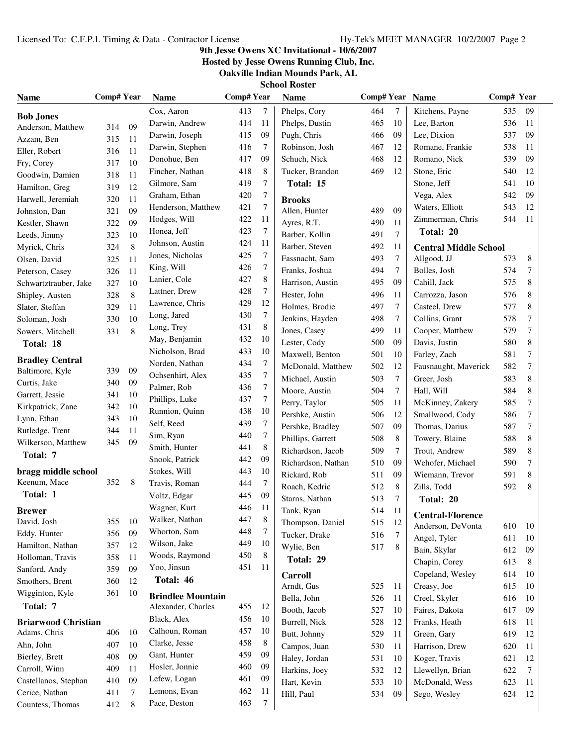# 9th Jesse Owens XC Invitational - 10/6/2007

**Hosted by Jesse Owens Running Club, Inc.**

**Oakville Indian Mounds Park, AL**

**School Roster**

### Bob Jones

| Name | Comp# | Year |
|---|---|---|
| Anderson, Matthew | 314 | 09 |
| Azzam, Ben | 315 | 11 |
| Eller, Robert | 316 | 11 |
| Fry, Corey | 317 | 10 |
| Goodwin, Damien | 318 | 11 |
| Hamilton, Greg | 319 | 12 |
| Harwell, Jeremiah | 320 | 11 |
| Johnston, Dan | 321 | 09 |
| Kestler, Shawn | 322 | 09 |
| Leeds, Jimmy | 323 | 10 |
| Myrick, Chris | 324 | 8 |
| Olsen, David | 325 | 11 |
| Peterson, Casey | 326 | 11 |
| Schwartztrauber, Jake | 327 | 10 |
| Shipley, Austen | 328 | 8 |
| Slater, Steffan | 329 | 11 |
| Soloman, Josh | 330 | 10 |
| Sowers, Mitchell | 331 | 8 |

**Total: 18**

### Bradley Central

| Name | Comp# | Year |
|---|---|---|
| Baltimore, Kyle | 339 | 09 |
| Curtis, Jake | 340 | 09 |
| Garrett, Jessie | 341 | 10 |
| Kirkpatrick, Zane | 342 | 10 |
| Lynn, Ethan | 343 | 10 |
| Rutledge, Trent | 344 | 11 |
| Wilkerson, Matthew | 345 | 09 |

**Total: 7**

### bragg middle school

| Name | Comp# | Year |
|---|---|---|
| Keenum, Mace | 352 | 8 |

**Total: 1**

### Brewer

| Name | Comp# | Year |
|---|---|---|
| David, Josh | 355 | 10 |
| Eddy, Hunter | 356 | 09 |
| Hamilton, Nathan | 357 | 12 |
| Holloman, Travis | 358 | 11 |
| Sanford, Andy | 359 | 09 |
| Smothers, Brent | 360 | 12 |
| Wigginton, Kyle | 361 | 10 |

**Total: 7**

### Briarwood Christian

| Name | Comp# | Year |
|---|---|---|
| Adams, Chris | 406 | 10 |
| Ahn, John | 407 | 10 |
| Bierley, Brett | 408 | 09 |
| Carroll, Winn | 409 | 11 |
| Castellanos, Stephan | 410 | 09 |
| Cerice, Nathan | 411 | 7 |
| Countess, Thomas | 412 | 8 |
| Cox, Aaron | 413 | 7 |
| Darwin, Andrew | 414 | 11 |
| Darwin, Joseph | 415 | 09 |
| Darwin, Stephen | 416 | 7 |
| Donohue, Ben | 417 | 09 |
| Fincher, Nathan | 418 | 8 |
| Gilmore, Sam | 419 | 7 |
| Graham, Ethan | 420 | 7 |
| Henderson, Matthew | 421 | 7 |
| Hodges, Will | 422 | 11 |
| Honea, Jeff | 423 | 7 |
| Johnson, Austin | 424 | 11 |
| Jones, Nicholas | 425 | 7 |
| King, Will | 426 | 7 |
| Lanier, Cole | 427 | 8 |
| Lattner, Drew | 428 | 7 |
| Lawrence, Chris | 429 | 12 |
| Long, Jared | 430 | 7 |
| Long, Trey | 431 | 8 |
| May, Benjamin | 432 | 10 |
| Nicholson, Brad | 433 | 10 |
| Norden, Nathan | 434 | 7 |
| Ochsenhirt, Alex | 435 | 7 |
| Palmer, Rob | 436 | 7 |
| Phillips, Luke | 437 | 7 |
| Runnion, Quinn | 438 | 10 |
| Self, Reed | 439 | 7 |
| Sim, Ryan | 440 | 7 |
| Smith, Hunter | 441 | 8 |
| Snook, Patrick | 442 | 09 |
| Stokes, Will | 443 | 10 |
| Travis, Roman | 444 | 7 |
| Voltz, Edgar | 445 | 09 |
| Wagner, Kurt | 446 | 11 |
| Walker, Nathan | 447 | 8 |
| Whorton, Sam | 448 | 7 |
| Wilson, Jake | 449 | 10 |
| Woods, Raymond | 450 | 8 |
| Yoo, Jinsun | 451 | 11 |

**Total: 46**

### Brindlee Mountain

| Name | Comp# | Year |
|---|---|---|
| Alexander, Charles | 455 | 12 |
| Black, Alex | 456 | 10 |
| Calhoun, Roman | 457 | 10 |
| Clarke, Jesse | 458 | 8 |
| Gant, Hunter | 459 | 09 |
| Hosler, Jonnie | 460 | 09 |
| Lefew, Logan | 461 | 09 |
| Lemons, Evan | 462 | 11 |
| Pace, Deston | 463 | 7 |
| Phelps, Cory | 464 | 7 |
| Phelps, Dustin | 465 | 10 |
| Pugh, Chris | 466 | 09 |
| Robinson, Josh | 467 | 12 |
| Schuch, Nick | 468 | 12 |
| Tucker, Brandon | 469 | 12 |

**Total: 15**

### Brooks

| Name | Comp# | Year |
|---|---|---|
| Allen, Hunter | 489 | 09 |
| Ayres, R.T. | 490 | 11 |
| Barber, Kollin | 491 | 7 |
| Barber, Steven | 492 | 11 |
| Fassnacht, Sam | 493 | 7 |
| Franks, Joshua | 494 | 7 |
| Harrison, Austin | 495 | 09 |
| Hester, John | 496 | 11 |
| Holmes, Brodie | 497 | 7 |
| Jenkins, Hayden | 498 | 7 |
| Jones, Casey | 499 | 11 |
| Lester, Cody | 500 | 09 |
| Maxwell, Benton | 501 | 10 |
| McDonald, Matthew | 502 | 12 |
| Michael, Austin | 503 | 7 |
| Moore, Austin | 504 | 7 |
| Perry, Taylor | 505 | 11 |
| Pershke, Austin | 506 | 12 |
| Pershke, Bradley | 507 | 09 |
| Phillips, Garrett | 508 | 8 |
| Richardson, Jacob | 509 | 7 |
| Richardson, Nathan | 510 | 09 |
| Rickard, Rob | 511 | 09 |
| Roach, Kedric | 512 | 8 |
| Starns, Nathan | 513 | 7 |
| Tank, Ryan | 514 | 11 |
| Thompson, Daniel | 515 | 12 |
| Tucker, Drake | 516 | 7 |
| Wylie, Ben | 517 | 8 |

**Total: 29**

### Carroll

| Name | Comp# | Year |
|---|---|---|
| Arndt, Gus | 525 | 11 |
| Bella, John | 526 | 11 |
| Booth, Jacob | 527 | 10 |
| Burrell, Nick | 528 | 12 |
| Butt, Johnny | 529 | 11 |
| Campos, Juan | 530 | 11 |
| Haley, Jordan | 531 | 10 |
| Harkins, Joey | 532 | 12 |
| Hart, Kevin | 533 | 10 |
| Hill, Paul | 534 | 09 |
| Kitchens, Payne | 535 | 09 |
| Lee, Barton | 536 | 11 |
| Lee, Dixion | 537 | 09 |
| Romane, Frankie | 538 | 11 |
| Romano, Nick | 539 | 09 |
| Stone, Eric | 540 | 12 |
| Stone, Jeff | 541 | 10 |
| Vega, Alex | 542 | 09 |
| Waters, Elliott | 543 | 12 |
| Zimmerman, Chris | 544 | 11 |

**Total: 20**

### Central Middle School

| Name | Comp# | Year |
|---|---|---|
| Allgood, JJ | 573 | 8 |
| Bolles, Josh | 574 | 7 |
| Cahill, Jack | 575 | 8 |
| Carrozza, Jason | 576 | 8 |
| Casteel, Drew | 577 | 8 |
| Collins, Grant | 578 | 7 |
| Cooper, Matthew | 579 | 7 |
| Davis, Justin | 580 | 8 |
| Farley, Zach | 581 | 7 |
| Fausnaught, Maverick | 582 | 7 |
| Greer, Josh | 583 | 8 |
| Hall, Will | 584 | 8 |
| McKinney, Zakery | 585 | 7 |
| Smallwood, Cody | 586 | 7 |
| Thomas, Darius | 587 | 7 |
| Towery, Blaine | 588 | 8 |
| Trout, Andrew | 589 | 8 |
| Wehofer, Michael | 590 | 7 |
| Wiemann, Trevor | 591 | 8 |
| Zills, Todd | 592 | 8 |

**Total: 20**

### Central-Florence

| Name | Comp# | Year |
|---|---|---|
| Anderson, DeVonta | 610 | 10 |
| Angel, Tyler | 611 | 10 |
| Bain, Skylar | 612 | 09 |
| Chapin, Corey | 613 | 8 |
| Copeland, Wesley | 614 | 10 |
| Creasy, Joe | 615 | 10 |
| Creel, Skyler | 616 | 10 |
| Faires, Dakota | 617 | 09 |
| Franks, Heath | 618 | 11 |
| Green, Gary | 619 | 12 |
| Harrison, Drew | 620 | 11 |
| Koger, Travis | 621 | 12 |
| Llewellyn, Brian | 622 | 7 |
| McDonald, Wess | 623 | 11 |
| Sego, Wesley | 624 | 12 |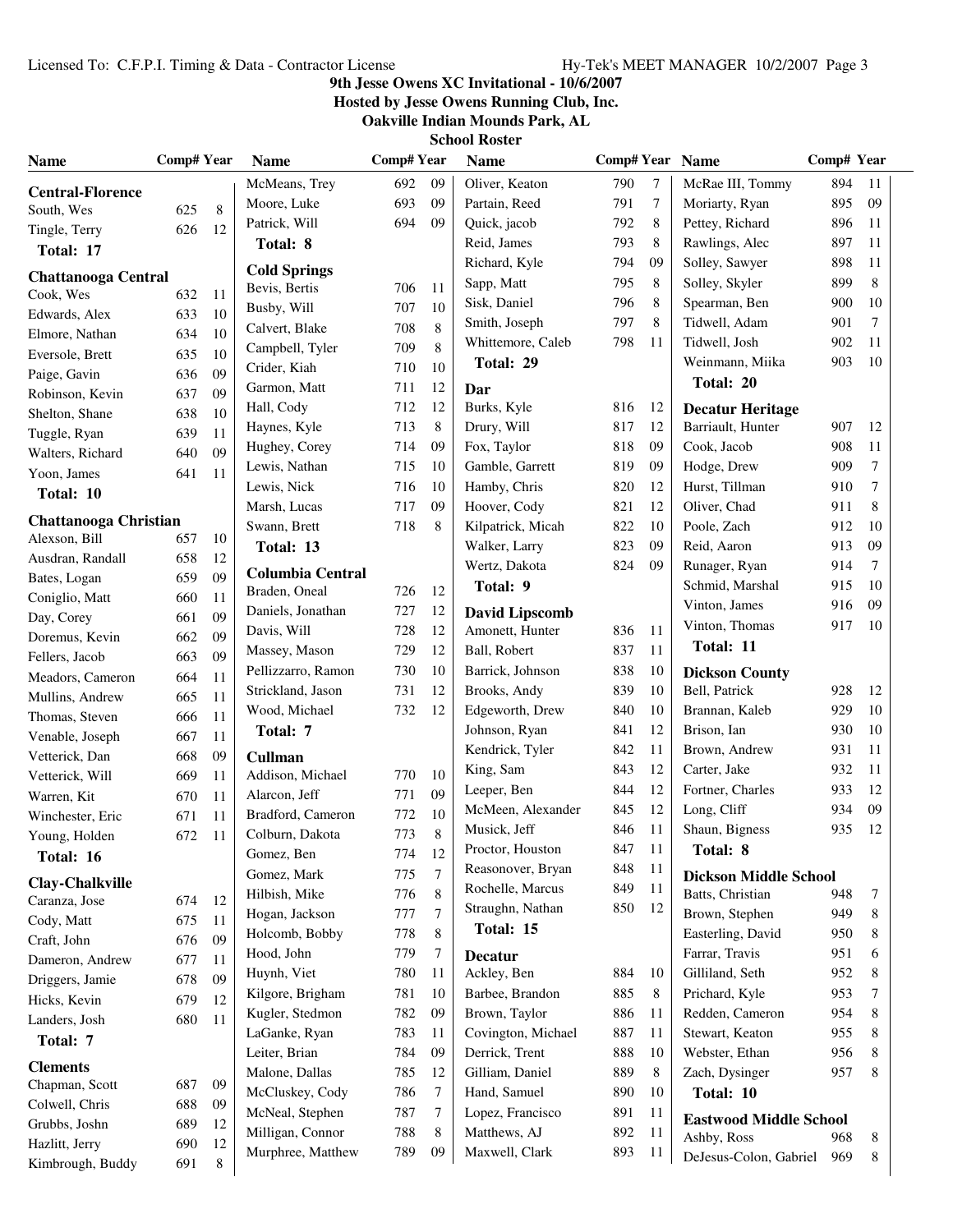# 9th Jesse Owens XC Invitational - 10/6/2007

**Hosted by Jesse Owens Running Club, Inc.**

**Oakville Indian Mounds Park, AL**

## School Roster

### Central-Florence

| Name | Comp# | Year |
|---|---|---|
| South, Wes | 625 | 8 |
| Tingle, Terry | 626 | 12 |

**Total: 17**

### Chattanooga Central

| Name | Comp# | Year |
|---|---|---|
| Cook, Wes | 632 | 11 |
| Edwards, Alex | 633 | 10 |
| Elmore, Nathan | 634 | 10 |
| Eversole, Brett | 635 | 10 |
| Paige, Gavin | 636 | 09 |
| Robinson, Kevin | 637 | 09 |
| Shelton, Shane | 638 | 10 |
| Tuggle, Ryan | 639 | 11 |
| Walters, Richard | 640 | 09 |
| Yoon, James | 641 | 11 |

**Total: 10**

### Chattanooga Christian

| Name | Comp# | Year |
|---|---|---|
| Alexson, Bill | 657 | 10 |
| Ausdran, Randall | 658 | 12 |
| Bates, Logan | 659 | 09 |
| Coniglio, Matt | 660 | 11 |
| Day, Corey | 661 | 09 |
| Doremus, Kevin | 662 | 09 |
| Fellers, Jacob | 663 | 09 |
| Meadors, Cameron | 664 | 11 |
| Mullins, Andrew | 665 | 11 |
| Thomas, Steven | 666 | 11 |
| Venable, Joseph | 667 | 11 |
| Vetterick, Dan | 668 | 09 |
| Vetterick, Will | 669 | 11 |
| Warren, Kit | 670 | 11 |
| Winchester, Eric | 671 | 11 |
| Young, Holden | 672 | 11 |

**Total: 16**

### Clay-Chalkville

| Name | Comp# | Year |
|---|---|---|
| Caranza, Jose | 674 | 12 |
| Cody, Matt | 675 | 11 |
| Craft, John | 676 | 09 |
| Dameron, Andrew | 677 | 11 |
| Driggers, Jamie | 678 | 09 |
| Hicks, Kevin | 679 | 12 |
| Landers, Josh | 680 | 11 |

**Total: 7**

### Clements

| Name | Comp# | Year |
|---|---|---|
| Chapman, Scott | 687 | 09 |
| Colwell, Chris | 688 | 09 |
| Grubbs, Joshn | 689 | 12 |
| Hazlitt, Jerry | 690 | 12 |
| Kimbrough, Buddy | 691 | 8 |
| McMeans, Trey | 692 | 09 |
| Moore, Luke | 693 | 09 |
| Patrick, Will | 694 | 09 |

**Total: 8**

### Cold Springs

| Name | Comp# | Year |
|---|---|---|
| Bevis, Bertis | 706 | 11 |
| Busby, Will | 707 | 10 |
| Calvert, Blake | 708 | 8 |
| Campbell, Tyler | 709 | 8 |
| Crider, Kiah | 710 | 10 |
| Garmon, Matt | 711 | 12 |
| Hall, Cody | 712 | 12 |
| Haynes, Kyle | 713 | 8 |
| Hughey, Corey | 714 | 09 |
| Lewis, Nathan | 715 | 10 |
| Lewis, Nick | 716 | 10 |
| Marsh, Lucas | 717 | 09 |
| Swann, Brett | 718 | 8 |

**Total: 13**

### Columbia Central

| Name | Comp# | Year |
|---|---|---|
| Braden, Oneal | 726 | 12 |
| Daniels, Jonathan | 727 | 12 |
| Davis, Will | 728 | 12 |
| Massey, Mason | 729 | 12 |
| Pellizzarro, Ramon | 730 | 10 |
| Strickland, Jason | 731 | 12 |
| Wood, Michael | 732 | 12 |

**Total: 7**

### Cullman

| Name | Comp# | Year |
|---|---|---|
| Addison, Michael | 770 | 10 |
| Alarcon, Jeff | 771 | 09 |
| Bradford, Cameron | 772 | 10 |
| Colburn, Dakota | 773 | 8 |
| Gomez, Ben | 774 | 12 |
| Gomez, Mark | 775 | 7 |
| Hilbish, Mike | 776 | 8 |
| Hogan, Jackson | 777 | 7 |
| Holcomb, Bobby | 778 | 8 |
| Hood, John | 779 | 7 |
| Huynh, Viet | 780 | 11 |
| Kilgore, Brigham | 781 | 10 |
| Kugler, Stedmon | 782 | 09 |
| LaGanke, Ryan | 783 | 11 |
| Leiter, Brian | 784 | 09 |
| Malone, Dallas | 785 | 12 |
| McCluskey, Cody | 786 | 7 |
| McNeal, Stephen | 787 | 7 |
| Milligan, Connor | 788 | 8 |
| Murphree, Matthew | 789 | 09 |
| Oliver, Keaton | 790 | 7 |
| Partain, Reed | 791 | 7 |
| Quick, jacob | 792 | 8 |
| Reid, James | 793 | 8 |
| Richard, Kyle | 794 | 09 |
| Sapp, Matt | 795 | 8 |
| Sisk, Daniel | 796 | 8 |
| Smith, Joseph | 797 | 8 |
| Whittemore, Caleb | 798 | 11 |

**Total: 29**

### Dar

| Name | Comp# | Year |
|---|---|---|
| Burks, Kyle | 816 | 12 |
| Drury, Will | 817 | 12 |
| Fox, Taylor | 818 | 09 |
| Gamble, Garrett | 819 | 09 |
| Hamby, Chris | 820 | 12 |
| Hoover, Cody | 821 | 12 |
| Kilpatrick, Micah | 822 | 10 |
| Walker, Larry | 823 | 09 |
| Wertz, Dakota | 824 | 09 |

**Total: 9**

### David Lipscomb

| Name | Comp# | Year |
|---|---|---|
| Amonett, Hunter | 836 | 11 |
| Ball, Robert | 837 | 11 |
| Barrick, Johnson | 838 | 10 |
| Brooks, Andy | 839 | 10 |
| Edgeworth, Drew | 840 | 10 |
| Johnson, Ryan | 841 | 12 |
| Kendrick, Tyler | 842 | 11 |
| King, Sam | 843 | 12 |
| Leeper, Ben | 844 | 12 |
| McMeen, Alexander | 845 | 12 |
| Musick, Jeff | 846 | 11 |
| Proctor, Houston | 847 | 11 |
| Reasonover, Bryan | 848 | 11 |
| Rochelle, Marcus | 849 | 11 |
| Straughn, Nathan | 850 | 12 |

**Total: 15**

### Decatur

| Name | Comp# | Year |
|---|---|---|
| Ackley, Ben | 884 | 10 |
| Barbee, Brandon | 885 | 8 |
| Brown, Taylor | 886 | 11 |
| Covington, Michael | 887 | 11 |
| Derrick, Trent | 888 | 10 |
| Gilliam, Daniel | 889 | 8 |
| Hand, Samuel | 890 | 10 |
| Lopez, Francisco | 891 | 11 |
| Matthews, AJ | 892 | 11 |
| Maxwell, Clark | 893 | 11 |
| McRae III, Tommy | 894 | 11 |
| Moriarty, Ryan | 895 | 09 |
| Pettey, Richard | 896 | 11 |
| Rawlings, Alec | 897 | 11 |
| Solley, Sawyer | 898 | 11 |
| Solley, Skyler | 899 | 8 |
| Spearman, Ben | 900 | 10 |
| Tidwell, Adam | 901 | 7 |
| Tidwell, Josh | 902 | 11 |
| Weinmann, Miika | 903 | 10 |

**Total: 20**

### Decatur Heritage

| Name | Comp# | Year |
|---|---|---|
| Barriault, Hunter | 907 | 12 |
| Cook, Jacob | 908 | 11 |
| Hodge, Drew | 909 | 7 |
| Hurst, Tillman | 910 | 7 |
| Oliver, Chad | 911 | 8 |
| Poole, Zach | 912 | 10 |
| Reid, Aaron | 913 | 09 |
| Runager, Ryan | 914 | 7 |
| Schmid, Marshal | 915 | 10 |
| Vinton, James | 916 | 09 |
| Vinton, Thomas | 917 | 10 |

**Total: 11**

### Dickson County

| Name | Comp# | Year |
|---|---|---|
| Bell, Patrick | 928 | 12 |
| Brannan, Kaleb | 929 | 10 |
| Brison, Ian | 930 | 10 |
| Brown, Andrew | 931 | 11 |
| Carter, Jake | 932 | 11 |
| Fortner, Charles | 933 | 12 |
| Long, Cliff | 934 | 09 |
| Shaun, Bigness | 935 | 12 |

**Total: 8**

### Dickson Middle School

| Name | Comp# | Year |
|---|---|---|
| Batts, Christian | 948 | 7 |
| Brown, Stephen | 949 | 8 |
| Easterling, David | 950 | 8 |
| Farrar, Travis | 951 | 6 |
| Gilliland, Seth | 952 | 8 |
| Prichard, Kyle | 953 | 7 |
| Redden, Cameron | 954 | 8 |
| Stewart, Keaton | 955 | 8 |
| Webster, Ethan | 956 | 8 |
| Zach, Dysinger | 957 | 8 |

**Total: 10**

### Eastwood Middle School

| Name | Comp# | Year |
|---|---|---|
| Ashby, Ross | 968 | 8 |
| DeJesus-Colon, Gabriel | 969 | 8 |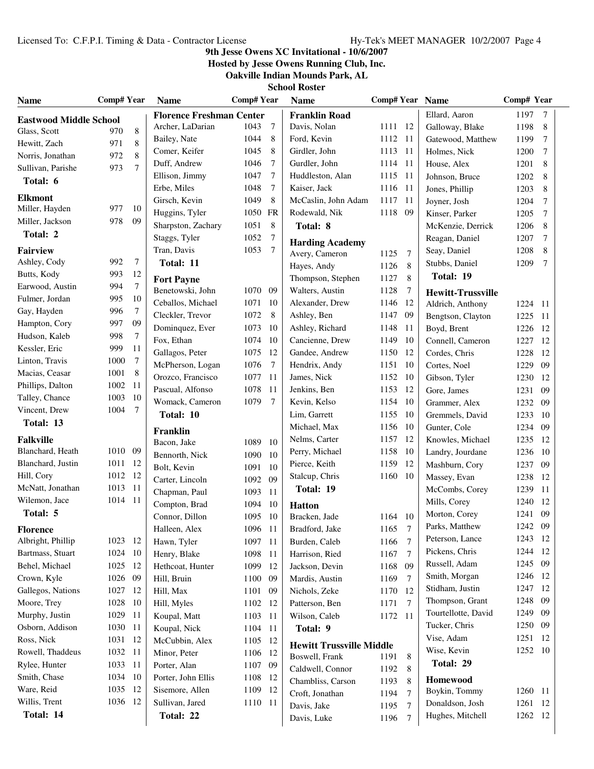# 9th Jesse Owens XC Invitational - 10/6/2007

**Hosted by Jesse Owens Running Club, Inc.**

**Oakville Indian Mounds Park, AL**

**School Roster**

### Eastwood Middle School

| Name | Comp# | Year |
|---|---|---|
| Glass, Scott | 970 | 8 |
| Hewitt, Zach | 971 | 8 |
| Norris, Jonathan | 972 | 8 |
| Sullivan, Parishe | 973 | 7 |

**Total: 6**

### Elkmont

| Name | Comp# | Year |
|---|---|---|
| Miller, Hayden | 977 | 10 |
| Miller, Jackson | 978 | 09 |

**Total: 2**

### Fairview

| Name | Comp# | Year |
|---|---|---|
| Ashley, Cody | 992 | 7 |
| Butts, Kody | 993 | 12 |
| Earwood, Austin | 994 | 7 |
| Fulmer, Jordan | 995 | 10 |
| Gay, Hayden | 996 | 7 |
| Hampton, Cory | 997 | 09 |
| Hudson, Kaleb | 998 | 7 |
| Kessler, Eric | 999 | 11 |
| Linton, Travis | 1000 | 7 |
| Macias, Ceasar | 1001 | 8 |
| Phillips, Dalton | 1002 | 11 |
| Talley, Chance | 1003 | 10 |
| Vincent, Drew | 1004 | 7 |

**Total: 13**

### Falkville

| Name | Comp# | Year |
|---|---|---|
| Blanchard, Heath | 1010 | 09 |
| Blanchard, Justin | 1011 | 12 |
| Hill, Cory | 1012 | 12 |
| McNatt, Jonathan | 1013 | 11 |
| Wilemon, Jace | 1014 | 11 |

**Total: 5**

### Florence

| Name | Comp# | Year |
|---|---|---|
| Albright, Phillip | 1023 | 12 |
| Bartmass, Stuart | 1024 | 10 |
| Behel, Michael | 1025 | 12 |
| Crown, Kyle | 1026 | 09 |
| Gallegos, Nations | 1027 | 12 |
| Moore, Trey | 1028 | 10 |
| Murphy, Justin | 1029 | 11 |
| Osborn, Addison | 1030 | 11 |
| Ross, Nick | 1031 | 12 |
| Rowell, Thaddeus | 1032 | 11 |
| Rylee, Hunter | 1033 | 11 |
| Smith, Chase | 1034 | 10 |
| Ware, Reid | 1035 | 12 |
| Willis, Trent | 1036 | 12 |

**Total: 14**

### Florence Freshman Center

| Name | Comp# | Year |
|---|---|---|
| Archer, LaDarian | 1043 | 7 |
| Bailey, Nate | 1044 | 8 |
| Comer, Keifer | 1045 | 8 |
| Duff, Andrew | 1046 | 7 |
| Ellison, Jimmy | 1047 | 7 |
| Erbe, Miles | 1048 | 7 |
| Girsch, Kevin | 1049 | 8 |
| Huggins, Tyler | 1050 | FR |
| Sharpston, Zachary | 1051 | 8 |
| Staggs, Tyler | 1052 | 7 |
| Tran, Davis | 1053 | 7 |

**Total: 11**

### Fort Payne

| Name | Comp# | Year |
|---|---|---|
| Benetowski, John | 1070 | 09 |
| Ceballos, Michael | 1071 | 10 |
| Cleckler, Trevor | 1072 | 8 |
| Dominquez, Ever | 1073 | 10 |
| Fox, Ethan | 1074 | 10 |
| Gallagos, Peter | 1075 | 12 |
| McPherson, Logan | 1076 | 7 |
| Orozco, Francisco | 1077 | 11 |
| Pascual, Alfonso | 1078 | 11 |
| Womack, Cameron | 1079 | 7 |

**Total: 10**

### Franklin

| Name | Comp# | Year |
|---|---|---|
| Bacon, Jake | 1089 | 10 |
| Bennorth, Nick | 1090 | 10 |
| Bolt, Kevin | 1091 | 10 |
| Carter, Lincoln | 1092 | 09 |
| Chapman, Paul | 1093 | 11 |
| Compton, Brad | 1094 | 10 |
| Connor, Dillon | 1095 | 10 |
| Halleen, Alex | 1096 | 11 |
| Hawn, Tyler | 1097 | 11 |
| Henry, Blake | 1098 | 11 |
| Hethcoat, Hunter | 1099 | 12 |
| Hill, Bruin | 1100 | 09 |
| Hill, Max | 1101 | 09 |
| Hill, Myles | 1102 | 12 |
| Koupal, Matt | 1103 | 11 |
| Koupal, Nick | 1104 | 11 |
| McCubbin, Alex | 1105 | 12 |
| Minor, Peter | 1106 | 12 |
| Porter, Alan | 1107 | 09 |
| Porter, John Ellis | 1108 | 12 |
| Sisemore, Allen | 1109 | 12 |
| Sullivan, Jared | 1110 | 11 |

**Total: 22**

### Franklin Road

| Name | Comp# | Year |
|---|---|---|
| Davis, Nolan | 1111 | 12 |
| Ford, Kevin | 1112 | 11 |
| Girdler, John | 1113 | 11 |
| Gurdler, John | 1114 | 11 |
| Huddleston, Alan | 1115 | 11 |
| Kaiser, Jack | 1116 | 11 |
| McCaslin, John Adam | 1117 | 11 |
| Rodewald, Nik | 1118 | 09 |

**Total: 8**

### Harding Academy

| Name | Comp# | Year |
|---|---|---|
| Avery, Cameron | 1125 | 7 |
| Hayes, Andy | 1126 | 8 |
| Thompson, Stephen | 1127 | 8 |
| Walters, Austin | 1128 | 7 |
| Alexander, Drew | 1146 | 12 |
| Ashley, Ben | 1147 | 09 |
| Ashley, Richard | 1148 | 11 |
| Cancienne, Drew | 1149 | 10 |
| Gandee, Andrew | 1150 | 12 |
| Hendrix, Andy | 1151 | 10 |
| James, Nick | 1152 | 10 |
| Jenkins, Ben | 1153 | 12 |
| Kevin, Kelso | 1154 | 10 |
| Lim, Garrett | 1155 | 10 |
| Michael, Max | 1156 | 10 |
| Nelms, Carter | 1157 | 12 |
| Perry, Michael | 1158 | 10 |
| Pierce, Keith | 1159 | 12 |
| Stalcup, Chris | 1160 | 10 |

**Total: 19**

### Hatton

| Name | Comp# | Year |
|---|---|---|
| Bracken, Jade | 1164 | 10 |
| Bradford, Jake | 1165 | 7 |
| Burden, Caleb | 1166 | 7 |
| Harrison, Ried | 1167 | 7 |
| Jackson, Devin | 1168 | 09 |
| Mardis, Austin | 1169 | 7 |
| Nichols, Zeke | 1170 | 12 |
| Patterson, Ben | 1171 | 7 |
| Wilson, Caleb | 1172 | 11 |

**Total: 9**

### Hewitt Trussville Middle

| Name | Comp# | Year |
|---|---|---|
| Boswell, Frank | 1191 | 8 |
| Caldwell, Connor | 1192 | 8 |
| Chambliss, Carson | 1193 | 8 |
| Croft, Jonathan | 1194 | 7 |
| Davis, Jake | 1195 | 7 |
| Davis, Luke | 1196 | 7 |
| Ellard, Aaron | 1197 | 7 |
| Galloway, Blake | 1198 | 8 |
| Gatewood, Matthew | 1199 | 7 |
| Holmes, Nick | 1200 | 7 |
| House, Alex | 1201 | 8 |
| Johnson, Bruce | 1202 | 8 |
| Jones, Phillip | 1203 | 8 |
| Joyner, Josh | 1204 | 7 |
| Kinser, Parker | 1205 | 7 |
| McKenzie, Derrick | 1206 | 8 |
| Reagan, Daniel | 1207 | 7 |
| Seay, Daniel | 1208 | 8 |
| Stubbs, Daniel | 1209 | 7 |

**Total: 19**

### Hewitt-Trussville

| Name | Comp# | Year |
|---|---|---|
| Aldrich, Anthony | 1224 | 11 |
| Bengtson, Clayton | 1225 | 11 |
| Boyd, Brent | 1226 | 12 |
| Connell, Cameron | 1227 | 12 |
| Cordes, Chris | 1228 | 12 |
| Cortes, Noel | 1229 | 09 |
| Gibson, Tyler | 1230 | 12 |
| Gore, James | 1231 | 09 |
| Grammer, Alex | 1232 | 09 |
| Gremmels, David | 1233 | 10 |
| Gunter, Cole | 1234 | 09 |
| Knowles, Michael | 1235 | 12 |
| Landry, Jourdane | 1236 | 10 |
| Mashburn, Cory | 1237 | 09 |
| Massey, Evan | 1238 | 12 |
| McCombs, Corey | 1239 | 11 |
| Mills, Corey | 1240 | 12 |
| Morton, Corey | 1241 | 09 |
| Parks, Matthew | 1242 | 09 |
| Peterson, Lance | 1243 | 12 |
| Pickens, Chris | 1244 | 12 |
| Russell, Adam | 1245 | 09 |
| Smith, Morgan | 1246 | 12 |
| Stidham, Justin | 1247 | 12 |
| Thompson, Grant | 1248 | 09 |
| Tourtellotte, David | 1249 | 09 |
| Tucker, Chris | 1250 | 09 |
| Vise, Adam | 1251 | 12 |
| Wise, Kevin | 1252 | 10 |

**Total: 29**

### Homewood

| Name | Comp# | Year |
|---|---|---|
| Boykin, Tommy | 1260 | 11 |
| Donaldson, Josh | 1261 | 12 |
| Hughes, Mitchell | 1262 | 12 |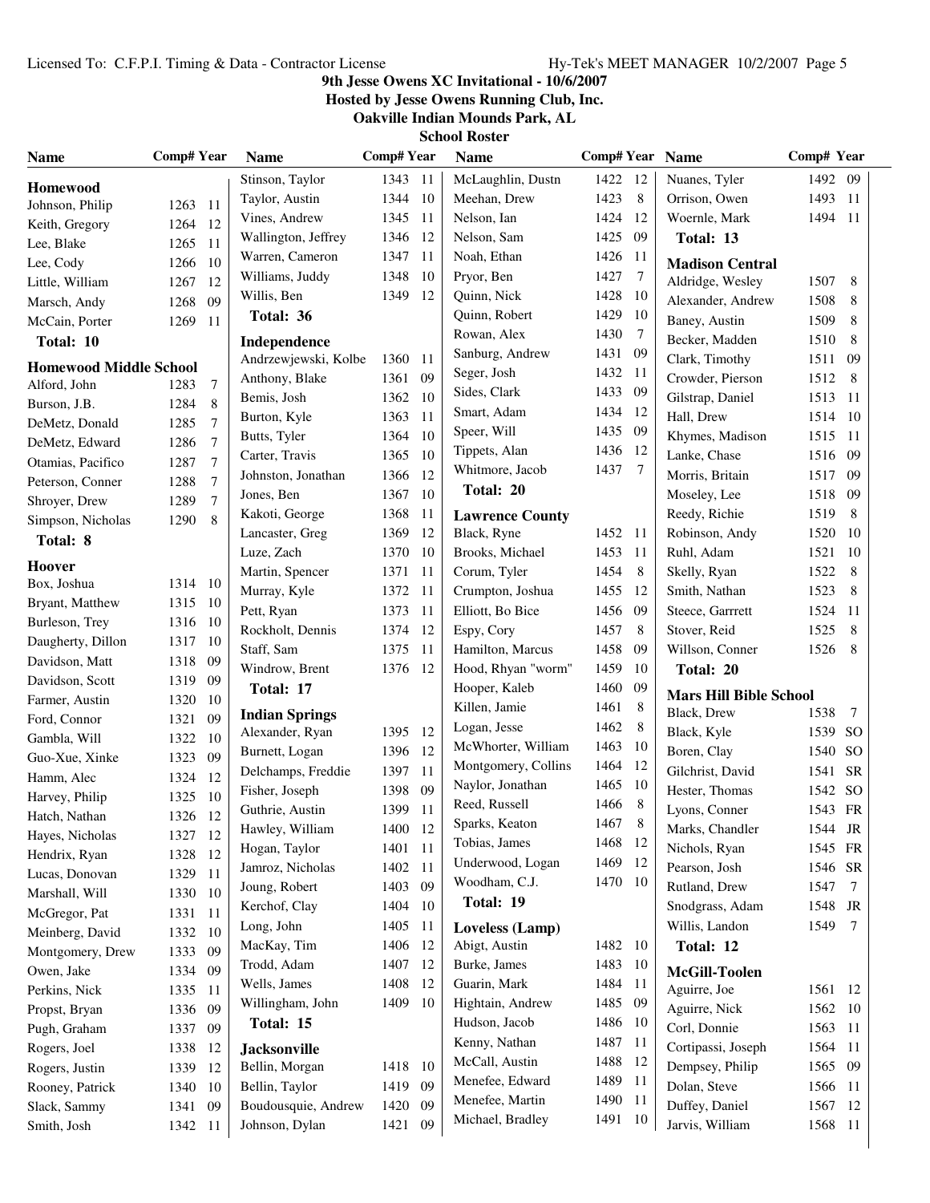# 9th Jesse Owens XC Invitational - 10/6/2007

**Hosted by Jesse Owens Running Club, Inc.**

**Oakville Indian Mounds Park, AL**

**School Roster**

### Homewood

| Name | Comp# | Year |
|---|---|---|
| Johnson, Philip | 1263 | 11 |
| Keith, Gregory | 1264 | 12 |
| Lee, Blake | 1265 | 11 |
| Lee, Cody | 1266 | 10 |
| Little, William | 1267 | 12 |
| Marsch, Andy | 1268 | 09 |
| McCain, Porter | 1269 | 11 |

**Total: 10**

### Homewood Middle School

| Name | Comp# | Year |
|---|---|---|
| Alford, John | 1283 | 7 |
| Burson, J.B. | 1284 | 8 |
| DeMetz, Donald | 1285 | 7 |
| DeMetz, Edward | 1286 | 7 |
| Otamias, Pacifico | 1287 | 7 |
| Peterson, Conner | 1288 | 7 |
| Shroyer, Drew | 1289 | 7 |
| Simpson, Nicholas | 1290 | 8 |

**Total: 8**

### Hoover

| Name | Comp# | Year |
|---|---|---|
| Box, Joshua | 1314 | 10 |
| Bryant, Matthew | 1315 | 10 |
| Burleson, Trey | 1316 | 10 |
| Daugherty, Dillon | 1317 | 10 |
| Davidson, Matt | 1318 | 09 |
| Davidson, Scott | 1319 | 09 |
| Farmer, Austin | 1320 | 10 |
| Ford, Connor | 1321 | 09 |
| Gambla, Will | 1322 | 10 |
| Guo-Xue, Xinke | 1323 | 09 |
| Hamm, Alec | 1324 | 12 |
| Harvey, Philip | 1325 | 10 |
| Hatch, Nathan | 1326 | 12 |
| Hayes, Nicholas | 1327 | 12 |
| Hendrix, Ryan | 1328 | 12 |
| Lucas, Donovan | 1329 | 11 |
| Marshall, Will | 1330 | 10 |
| McGregor, Pat | 1331 | 11 |
| Meinberg, David | 1332 | 10 |
| Montgomery, Drew | 1333 | 09 |
| Owen, Jake | 1334 | 09 |
| Perkins, Nick | 1335 | 11 |
| Propst, Bryan | 1336 | 09 |
| Pugh, Graham | 1337 | 09 |
| Rogers, Joel | 1338 | 12 |
| Rogers, Justin | 1339 | 12 |
| Rooney, Patrick | 1340 | 10 |
| Slack, Sammy | 1341 | 09 |
| Smith, Josh | 1342 | 11 |
| Stinson, Taylor | 1343 | 11 |
| Taylor, Austin | 1344 | 10 |
| Vines, Andrew | 1345 | 11 |
| Wallington, Jeffrey | 1346 | 12 |
| Warren, Cameron | 1347 | 11 |
| Williams, Juddy | 1348 | 10 |
| Willis, Ben | 1349 | 12 |

**Total: 36**

### Independence

| Name | Comp# | Year |
|---|---|---|
| Andrzewjewski, Kolbe | 1360 | 11 |
| Anthony, Blake | 1361 | 09 |
| Bemis, Josh | 1362 | 10 |
| Burton, Kyle | 1363 | 11 |
| Butts, Tyler | 1364 | 10 |
| Carter, Travis | 1365 | 10 |
| Johnston, Jonathan | 1366 | 12 |
| Jones, Ben | 1367 | 10 |
| Kakoti, George | 1368 | 11 |
| Lancaster, Greg | 1369 | 12 |
| Luze, Zach | 1370 | 10 |
| Martin, Spencer | 1371 | 11 |
| Murray, Kyle | 1372 | 11 |
| Pett, Ryan | 1373 | 11 |
| Rockholt, Dennis | 1374 | 12 |
| Staff, Sam | 1375 | 11 |
| Windrow, Brent | 1376 | 12 |

**Total: 17**

### Indian Springs

| Name | Comp# | Year |
|---|---|---|
| Alexander, Ryan | 1395 | 12 |
| Burnett, Logan | 1396 | 12 |
| Delchamps, Freddie | 1397 | 11 |
| Fisher, Joseph | 1398 | 09 |
| Guthrie, Austin | 1399 | 11 |
| Hawley, William | 1400 | 12 |
| Hogan, Taylor | 1401 | 11 |
| Jamroz, Nicholas | 1402 | 11 |
| Joung, Robert | 1403 | 09 |
| Kerchof, Clay | 1404 | 10 |
| Long, John | 1405 | 11 |
| MacKay, Tim | 1406 | 12 |
| Trodd, Adam | 1407 | 12 |
| Wells, James | 1408 | 12 |
| Willingham, John | 1409 | 10 |

**Total: 15**

### Jacksonville

| Name | Comp# | Year |
|---|---|---|
| Bellin, Morgan | 1418 | 10 |
| Bellin, Taylor | 1419 | 09 |
| Boudousquie, Andrew | 1420 | 09 |
| Johnson, Dylan | 1421 | 09 |
| McLaughlin, Dustn | 1422 | 12 |
| Meehan, Drew | 1423 | 8 |
| Nelson, Ian | 1424 | 12 |
| Nelson, Sam | 1425 | 09 |
| Noah, Ethan | 1426 | 11 |
| Pryor, Ben | 1427 | 7 |
| Quinn, Nick | 1428 | 10 |
| Quinn, Robert | 1429 | 10 |
| Rowan, Alex | 1430 | 7 |
| Sanburg, Andrew | 1431 | 09 |
| Seger, Josh | 1432 | 11 |
| Sides, Clark | 1433 | 09 |
| Smart, Adam | 1434 | 12 |
| Speer, Will | 1435 | 09 |
| Tippets, Alan | 1436 | 12 |
| Whitmore, Jacob | 1437 | 7 |

**Total: 20**

### Lawrence County

| Name | Comp# | Year |
|---|---|---|
| Black, Ryne | 1452 | 11 |
| Brooks, Michael | 1453 | 11 |
| Corum, Tyler | 1454 | 8 |
| Crumpton, Joshua | 1455 | 12 |
| Elliott, Bo Bice | 1456 | 09 |
| Espy, Cory | 1457 | 8 |
| Hamilton, Marcus | 1458 | 09 |
| Hood, Rhyan "worm" | 1459 | 10 |
| Hooper, Kaleb | 1460 | 09 |
| Killen, Jamie | 1461 | 8 |
| Logan, Jesse | 1462 | 8 |
| McWhorter, William | 1463 | 10 |
| Montgomery, Collins | 1464 | 12 |
| Naylor, Jonathan | 1465 | 10 |
| Reed, Russell | 1466 | 8 |
| Sparks, Keaton | 1467 | 8 |
| Tobias, James | 1468 | 12 |
| Underwood, Logan | 1469 | 12 |
| Woodham, C.J. | 1470 | 10 |

**Total: 19**

### Loveless (Lamp)

| Name | Comp# | Year |
|---|---|---|
| Abigt, Austin | 1482 | 10 |
| Burke, James | 1483 | 10 |
| Guarin, Mark | 1484 | 11 |
| Hightain, Andrew | 1485 | 09 |
| Hudson, Jacob | 1486 | 10 |
| Kenny, Nathan | 1487 | 11 |
| McCall, Austin | 1488 | 12 |
| Menefee, Edward | 1489 | 11 |
| Menefee, Martin | 1490 | 11 |
| Michael, Bradley | 1491 | 10 |
| Nuanes, Tyler | 1492 | 09 |
| Orrison, Owen | 1493 | 11 |
| Woernle, Mark | 1494 | 11 |

**Total: 13**

### Madison Central

| Name | Comp# | Year |
|---|---|---|
| Aldridge, Wesley | 1507 | 8 |
| Alexander, Andrew | 1508 | 8 |
| Baney, Austin | 1509 | 8 |
| Becker, Madden | 1510 | 8 |
| Clark, Timothy | 1511 | 09 |
| Crowder, Pierson | 1512 | 8 |
| Gilstrap, Daniel | 1513 | 11 |
| Hall, Drew | 1514 | 10 |
| Khymes, Madison | 1515 | 11 |
| Lanke, Chase | 1516 | 09 |
| Morris, Britain | 1517 | 09 |
| Moseley, Lee | 1518 | 09 |
| Reedy, Richie | 1519 | 8 |
| Robinson, Andy | 1520 | 10 |
| Ruhl, Adam | 1521 | 10 |
| Skelly, Ryan | 1522 | 8 |
| Smith, Nathan | 1523 | 8 |
| Steece, Garrrett | 1524 | 11 |
| Stover, Reid | 1525 | 8 |
| Willson, Conner | 1526 | 8 |

**Total: 20**

### Mars Hill Bible School

| Name | Comp# | Year |
|---|---|---|
| Black, Drew | 1538 | 7 |
| Black, Kyle | 1539 | SO |
| Boren, Clay | 1540 | SO |
| Gilchrist, David | 1541 | SR |
| Hester, Thomas | 1542 | SO |
| Lyons, Conner | 1543 | FR |
| Marks, Chandler | 1544 | JR |
| Nichols, Ryan | 1545 | FR |
| Pearson, Josh | 1546 | SR |
| Rutland, Drew | 1547 | 7 |
| Snodgrass, Adam | 1548 | JR |
| Willis, Landon | 1549 | 7 |

**Total: 12**

### McGill-Toolen

| Name | Comp# | Year |
|---|---|---|
| Aguirre, Joe | 1561 | 12 |
| Aguirre, Nick | 1562 | 10 |
| Corl, Donnie | 1563 | 11 |
| Cortipassi, Joseph | 1564 | 11 |
| Dempsey, Philip | 1565 | 09 |
| Dolan, Steve | 1566 | 11 |
| Duffey, Daniel | 1567 | 12 |
| Jarvis, William | 1568 | 11 |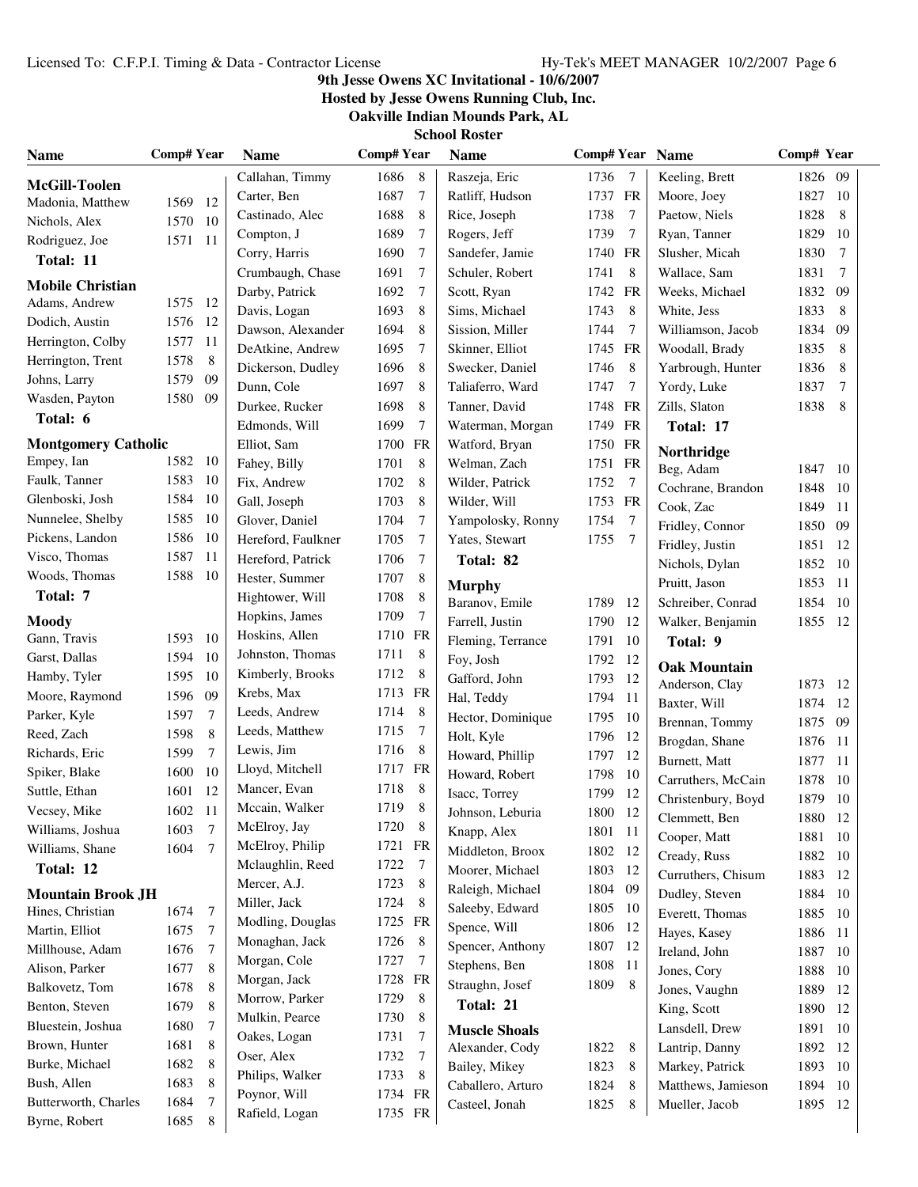# 9th Jesse Owens XC Invitational - 10/6/2007

**Hosted by Jesse Owens Running Club, Inc.**

**Oakville Indian Mounds Park, AL**

**School Roster**

### McGill-Toolen

| Name | Comp# | Year |
|---|---|---|
| Madonia, Matthew | 1569 | 12 |
| Nichols, Alex | 1570 | 10 |
| Rodriguez, Joe | 1571 | 11 |

**Total: 11**

### Mobile Christian

| Name | Comp# | Year |
|---|---|---|
| Adams, Andrew | 1575 | 12 |
| Dodich, Austin | 1576 | 12 |
| Herrington, Colby | 1577 | 11 |
| Herrington, Trent | 1578 | 8 |
| Johns, Larry | 1579 | 09 |
| Wasden, Payton | 1580 | 09 |

**Total: 6**

### Montgomery Catholic

| Name | Comp# | Year |
|---|---|---|
| Empey, Ian | 1582 | 10 |
| Faulk, Tanner | 1583 | 10 |
| Glenboski, Josh | 1584 | 10 |
| Nunnelee, Shelby | 1585 | 10 |
| Pickens, Landon | 1586 | 10 |
| Visco, Thomas | 1587 | 11 |
| Woods, Thomas | 1588 | 10 |

**Total: 7**

### Moody

| Name | Comp# | Year |
|---|---|---|
| Gann, Travis | 1593 | 10 |
| Garst, Dallas | 1594 | 10 |
| Hamby, Tyler | 1595 | 10 |
| Moore, Raymond | 1596 | 09 |
| Parker, Kyle | 1597 | 7 |
| Reed, Zach | 1598 | 8 |
| Richards, Eric | 1599 | 7 |
| Spiker, Blake | 1600 | 10 |
| Suttle, Ethan | 1601 | 12 |
| Vecsey, Mike | 1602 | 11 |
| Williams, Joshua | 1603 | 7 |
| Williams, Shane | 1604 | 7 |

**Total: 12**

### Mountain Brook JH

| Name | Comp# | Year |
|---|---|---|
| Hines, Christian | 1674 | 7 |
| Martin, Elliot | 1675 | 7 |
| Millhouse, Adam | 1676 | 7 |
| Alison, Parker | 1677 | 8 |
| Balkovetz, Tom | 1678 | 8 |
| Benton, Steven | 1679 | 8 |
| Bluestein, Joshua | 1680 | 7 |
| Brown, Hunter | 1681 | 8 |
| Burke, Michael | 1682 | 8 |
| Bush, Allen | 1683 | 8 |
| Butterworth, Charles | 1684 | 7 |
| Byrne, Robert | 1685 | 8 |
| Callahan, Timmy | 1686 | 8 |
| Carter, Ben | 1687 | 7 |
| Castinado, Alec | 1688 | 8 |
| Compton, J | 1689 | 7 |
| Corry, Harris | 1690 | 7 |
| Crumbaugh, Chase | 1691 | 7 |
| Darby, Patrick | 1692 | 7 |
| Davis, Logan | 1693 | 8 |
| Dawson, Alexander | 1694 | 8 |
| DeAtkine, Andrew | 1695 | 7 |
| Dickerson, Dudley | 1696 | 8 |
| Dunn, Cole | 1697 | 8 |
| Durkee, Rucker | 1698 | 8 |
| Edmonds, Will | 1699 | 7 |
| Elliot, Sam | 1700 | FR |
| Fahey, Billy | 1701 | 8 |
| Fix, Andrew | 1702 | 8 |
| Gall, Joseph | 1703 | 8 |
| Glover, Daniel | 1704 | 7 |
| Hereford, Faulkner | 1705 | 7 |
| Hereford, Patrick | 1706 | 7 |
| Hester, Summer | 1707 | 8 |
| Hightower, Will | 1708 | 8 |
| Hopkins, James | 1709 | 7 |
| Hoskins, Allen | 1710 | FR |
| Johnston, Thomas | 1711 | 8 |
| Kimberly, Brooks | 1712 | 8 |
| Krebs, Max | 1713 | FR |
| Leeds, Andrew | 1714 | 8 |
| Leeds, Matthew | 1715 | 7 |
| Lewis, Jim | 1716 | 8 |
| Lloyd, Mitchell | 1717 | FR |
| Mancer, Evan | 1718 | 8 |
| Mccain, Walker | 1719 | 8 |
| McElroy, Jay | 1720 | 8 |
| McElroy, Philip | 1721 | FR |
| Mclaughlin, Reed | 1722 | 7 |
| Mercer, A.J. | 1723 | 8 |
| Miller, Jack | 1724 | 8 |
| Modling, Douglas | 1725 | FR |
| Monaghan, Jack | 1726 | 8 |
| Morgan, Cole | 1727 | 7 |
| Morgan, Jack | 1728 | FR |
| Morrow, Parker | 1729 | 8 |
| Mulkin, Pearce | 1730 | 8 |
| Oakes, Logan | 1731 | 7 |
| Oser, Alex | 1732 | 7 |
| Philips, Walker | 1733 | 8 |
| Poynor, Will | 1734 | FR |
| Rafield, Logan | 1735 | FR |
| Raszeja, Eric | 1736 | 7 |
| Ratliff, Hudson | 1737 | FR |
| Rice, Joseph | 1738 | 7 |
| Rogers, Jeff | 1739 | 7 |
| Sandefer, Jamie | 1740 | FR |
| Schuler, Robert | 1741 | 8 |
| Scott, Ryan | 1742 | FR |
| Sims, Michael | 1743 | 8 |
| Sission, Miller | 1744 | 7 |
| Skinner, Elliot | 1745 | FR |
| Swecker, Daniel | 1746 | 8 |
| Taliaferro, Ward | 1747 | 7 |
| Tanner, David | 1748 | FR |
| Waterman, Morgan | 1749 | FR |
| Watford, Bryan | 1750 | FR |
| Welman, Zach | 1751 | FR |
| Wilder, Patrick | 1752 | 7 |
| Wilder, Will | 1753 | FR |
| Yampolosky, Ronny | 1754 | 7 |
| Yates, Stewart | 1755 | 7 |

**Total: 82**

### Murphy

| Name | Comp# | Year |
|---|---|---|
| Baranov, Emile | 1789 | 12 |
| Farrell, Justin | 1790 | 12 |
| Fleming, Terrance | 1791 | 10 |
| Foy, Josh | 1792 | 12 |
| Gafford, John | 1793 | 12 |
| Hal, Teddy | 1794 | 11 |
| Hector, Dominique | 1795 | 10 |
| Holt, Kyle | 1796 | 12 |
| Howard, Phillip | 1797 | 12 |
| Howard, Robert | 1798 | 10 |
| Isacc, Torrey | 1799 | 12 |
| Johnson, Leburia | 1800 | 12 |
| Knapp, Alex | 1801 | 11 |
| Middleton, Broox | 1802 | 12 |
| Moorer, Michael | 1803 | 12 |
| Raleigh, Michael | 1804 | 09 |
| Saleeby, Edward | 1805 | 10 |
| Spence, Will | 1806 | 12 |
| Spencer, Anthony | 1807 | 12 |
| Stephens, Ben | 1808 | 11 |
| Straughn, Josef | 1809 | 8 |

**Total: 21**

### Muscle Shoals

| Name | Comp# | Year |
|---|---|---|
| Alexander, Cody | 1822 | 8 |
| Bailey, Mikey | 1823 | 8 |
| Caballero, Arturo | 1824 | 8 |
| Casteel, Jonah | 1825 | 8 |
| Keeling, Brett | 1826 | 09 |
| Moore, Joey | 1827 | 10 |
| Paetow, Niels | 1828 | 8 |
| Ryan, Tanner | 1829 | 10 |
| Slusher, Micah | 1830 | 7 |
| Wallace, Sam | 1831 | 7 |
| Weeks, Michael | 1832 | 09 |
| White, Jess | 1833 | 8 |
| Williamson, Jacob | 1834 | 09 |
| Woodall, Brady | 1835 | 8 |
| Yarbrough, Hunter | 1836 | 8 |
| Yordy, Luke | 1837 | 7 |
| Zills, Slaton | 1838 | 8 |

**Total: 17**

### Northridge

| Name | Comp# | Year |
|---|---|---|
| Beg, Adam | 1847 | 10 |
| Cochrane, Brandon | 1848 | 10 |
| Cook, Zac | 1849 | 11 |
| Fridley, Connor | 1850 | 09 |
| Fridley, Justin | 1851 | 12 |
| Nichols, Dylan | 1852 | 10 |
| Pruitt, Jason | 1853 | 11 |
| Schreiber, Conrad | 1854 | 10 |
| Walker, Benjamin | 1855 | 12 |

**Total: 9**

### Oak Mountain

| Name | Comp# | Year |
|---|---|---|
| Anderson, Clay | 1873 | 12 |
| Baxter, Will | 1874 | 12 |
| Brennan, Tommy | 1875 | 09 |
| Brogdan, Shane | 1876 | 11 |
| Burnett, Matt | 1877 | 11 |
| Carruthers, McCain | 1878 | 10 |
| Christenbury, Boyd | 1879 | 10 |
| Clemmett, Ben | 1880 | 12 |
| Cooper, Matt | 1881 | 10 |
| Cready, Russ | 1882 | 10 |
| Curruthers, Chisum | 1883 | 12 |
| Dudley, Steven | 1884 | 10 |
| Everett, Thomas | 1885 | 10 |
| Hayes, Kasey | 1886 | 11 |
| Ireland, John | 1887 | 10 |
| Jones, Cory | 1888 | 10 |
| Jones, Vaughn | 1889 | 12 |
| King, Scott | 1890 | 12 |
| Lansdell, Drew | 1891 | 10 |
| Lantrip, Danny | 1892 | 12 |
| Markey, Patrick | 1893 | 10 |
| Matthews, Jamieson | 1894 | 10 |
| Mueller, Jacob | 1895 | 12 |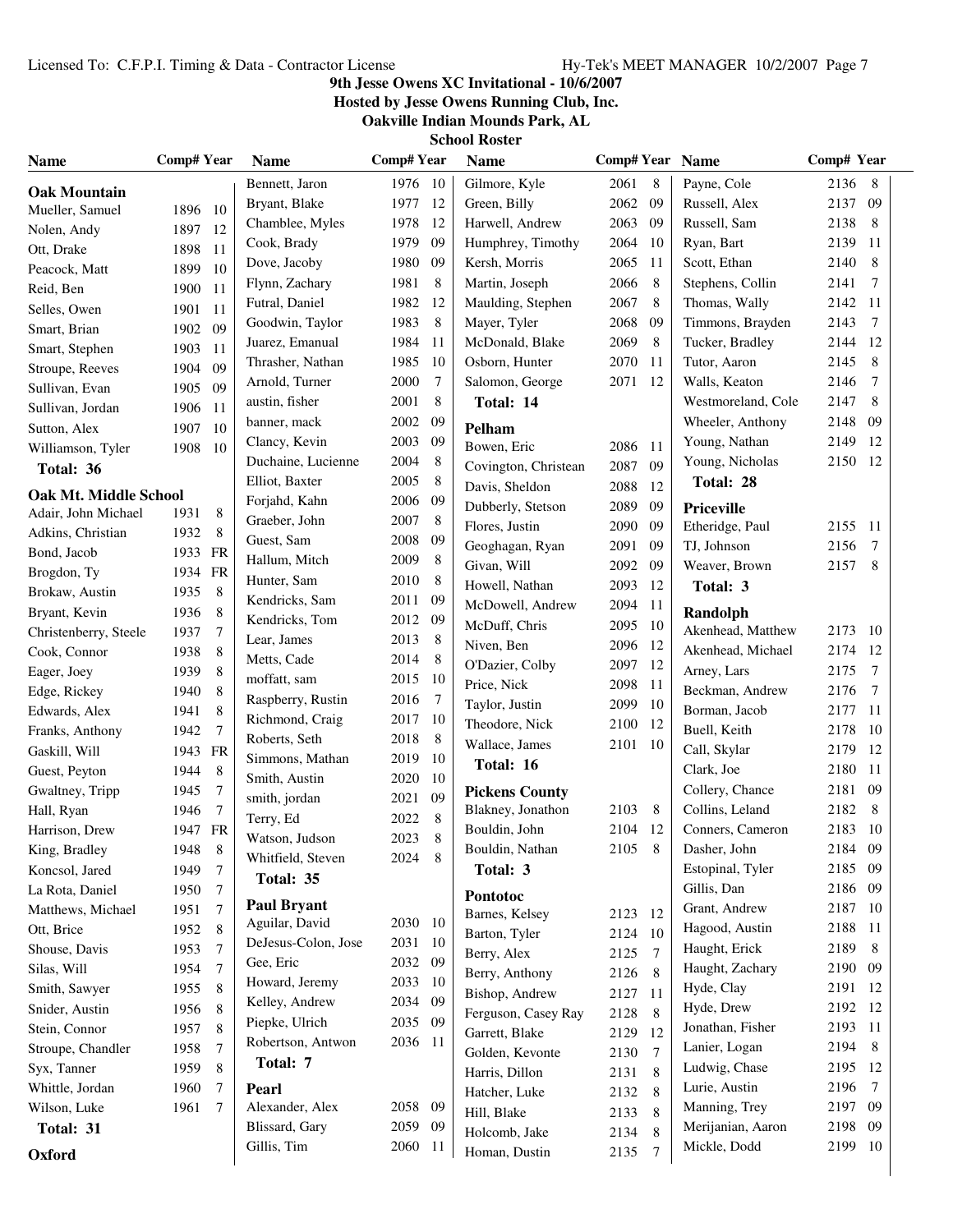# 9th Jesse Owens XC Invitational - 10/6/2007

**Hosted by Jesse Owens Running Club, Inc.**

**Oakville Indian Mounds Park, AL**

**School Roster**

### Oak Mountain

| Name | Comp# | Year |
|---|---|---|
| Mueller, Samuel | 1896 | 10 |
| Nolen, Andy | 1897 | 12 |
| Ott, Drake | 1898 | 11 |
| Peacock, Matt | 1899 | 10 |
| Reid, Ben | 1900 | 11 |
| Selles, Owen | 1901 | 11 |
| Smart, Brian | 1902 | 09 |
| Smart, Stephen | 1903 | 11 |
| Stroupe, Reeves | 1904 | 09 |
| Sullivan, Evan | 1905 | 09 |
| Sullivan, Jordan | 1906 | 11 |
| Sutton, Alex | 1907 | 10 |
| Williamson, Tyler | 1908 | 10 |

**Total: 36**

### Oak Mt. Middle School

| Name | Comp# | Year |
|---|---|---|
| Adair, John Michael | 1931 | 8 |
| Adkins, Christian | 1932 | 8 |
| Bond, Jacob | 1933 | FR |
| Brogdon, Ty | 1934 | FR |
| Brokaw, Austin | 1935 | 8 |
| Bryant, Kevin | 1936 | 8 |
| Christenberry, Steele | 1937 | 7 |
| Cook, Connor | 1938 | 8 |
| Eager, Joey | 1939 | 8 |
| Edge, Rickey | 1940 | 8 |
| Edwards, Alex | 1941 | 8 |
| Franks, Anthony | 1942 | 7 |
| Gaskill, Will | 1943 | FR |
| Guest, Peyton | 1944 | 8 |
| Gwaltney, Tripp | 1945 | 7 |
| Hall, Ryan | 1946 | 7 |
| Harrison, Drew | 1947 | FR |
| King, Bradley | 1948 | 8 |
| Koncsol, Jared | 1949 | 7 |
| La Rota, Daniel | 1950 | 7 |
| Matthews, Michael | 1951 | 7 |
| Ott, Brice | 1952 | 8 |
| Shouse, Davis | 1953 | 7 |
| Silas, Will | 1954 | 7 |
| Smith, Sawyer | 1955 | 8 |
| Snider, Austin | 1956 | 8 |
| Stein, Connor | 1957 | 8 |
| Stroupe, Chandler | 1958 | 7 |
| Syx, Tanner | 1959 | 8 |
| Whittle, Jordan | 1960 | 7 |
| Wilson, Luke | 1961 | 7 |

**Total: 31**

### Oxford

| Name | Comp# | Year |
|---|---|---|
| Bennett, Jaron | 1976 | 10 |
| Bryant, Blake | 1977 | 12 |
| Chamblee, Myles | 1978 | 12 |
| Cook, Brady | 1979 | 09 |
| Dove, Jacoby | 1980 | 09 |
| Flynn, Zachary | 1981 | 8 |
| Futral, Daniel | 1982 | 12 |
| Goodwin, Taylor | 1983 | 8 |
| Juarez, Emanual | 1984 | 11 |
| Thrasher, Nathan | 1985 | 10 |
| Arnold, Turner | 2000 | 7 |
| austin, fisher | 2001 | 8 |
| banner, mack | 2002 | 09 |
| Clancy, Kevin | 2003 | 09 |
| Duchaine, Lucienne | 2004 | 8 |
| Elliot, Baxter | 2005 | 8 |
| Forjahd, Kahn | 2006 | 09 |
| Graeber, John | 2007 | 8 |
| Guest, Sam | 2008 | 09 |
| Hallum, Mitch | 2009 | 8 |
| Hunter, Sam | 2010 | 8 |
| Kendricks, Sam | 2011 | 09 |
| Kendricks, Tom | 2012 | 09 |
| Lear, James | 2013 | 8 |
| Metts, Cade | 2014 | 8 |
| moffatt, sam | 2015 | 10 |
| Raspberry, Rustin | 2016 | 7 |
| Richmond, Craig | 2017 | 10 |
| Roberts, Seth | 2018 | 8 |
| Simmons, Mathan | 2019 | 10 |
| Smith, Austin | 2020 | 10 |
| smith, jordan | 2021 | 09 |
| Terry, Ed | 2022 | 8 |
| Watson, Judson | 2023 | 8 |
| Whitfield, Steven | 2024 | 8 |

**Total: 35**

### Paul Bryant

| Name | Comp# | Year |
|---|---|---|
| Aguilar, David | 2030 | 10 |
| DeJesus-Colon, Jose | 2031 | 10 |
| Gee, Eric | 2032 | 09 |
| Howard, Jeremy | 2033 | 10 |
| Kelley, Andrew | 2034 | 09 |
| Piepke, Ulrich | 2035 | 09 |
| Robertson, Antwon | 2036 | 11 |

**Total: 7**

### Pearl

| Name | Comp# | Year |
|---|---|---|
| Alexander, Alex | 2058 | 09 |
| Blissard, Gary | 2059 | 09 |
| Gillis, Tim | 2060 | 11 |
| Gilmore, Kyle | 2061 | 8 |
| Green, Billy | 2062 | 09 |
| Harwell, Andrew | 2063 | 09 |
| Humphrey, Timothy | 2064 | 10 |
| Kersh, Morris | 2065 | 11 |
| Martin, Joseph | 2066 | 8 |
| Maulding, Stephen | 2067 | 8 |
| Mayer, Tyler | 2068 | 09 |
| McDonald, Blake | 2069 | 8 |
| Osborn, Hunter | 2070 | 11 |
| Salomon, George | 2071 | 12 |

**Total: 14**

### Pelham

| Name | Comp# | Year |
|---|---|---|
| Bowen, Eric | 2086 | 11 |
| Covington, Christean | 2087 | 09 |
| Davis, Sheldon | 2088 | 12 |
| Dubberly, Stetson | 2089 | 09 |
| Flores, Justin | 2090 | 09 |
| Geoghagan, Ryan | 2091 | 09 |
| Givan, Will | 2092 | 09 |
| Howell, Nathan | 2093 | 12 |
| McDowell, Andrew | 2094 | 11 |
| McDuff, Chris | 2095 | 10 |
| Niven, Ben | 2096 | 12 |
| O'Dazier, Colby | 2097 | 12 |
| Price, Nick | 2098 | 11 |
| Taylor, Justin | 2099 | 10 |
| Theodore, Nick | 2100 | 12 |
| Wallace, James | 2101 | 10 |

**Total: 16**

### Pickens County

| Name | Comp# | Year |
|---|---|---|
| Blakney, Jonathon | 2103 | 8 |
| Bouldin, John | 2104 | 12 |
| Bouldin, Nathan | 2105 | 8 |

**Total: 3**

### Pontotoc

| Name | Comp# | Year |
|---|---|---|
| Barnes, Kelsey | 2123 | 12 |
| Barton, Tyler | 2124 | 10 |
| Berry, Alex | 2125 | 7 |
| Berry, Anthony | 2126 | 8 |
| Bishop, Andrew | 2127 | 11 |
| Ferguson, Casey Ray | 2128 | 8 |
| Garrett, Blake | 2129 | 12 |
| Golden, Kevonte | 2130 | 7 |
| Harris, Dillon | 2131 | 8 |
| Hatcher, Luke | 2132 | 8 |
| Hill, Blake | 2133 | 8 |
| Holcomb, Jake | 2134 | 8 |
| Homan, Dustin | 2135 | 7 |
| Payne, Cole | 2136 | 8 |
| Russell, Alex | 2137 | 09 |
| Russell, Sam | 2138 | 8 |
| Ryan, Bart | 2139 | 11 |
| Scott, Ethan | 2140 | 8 |
| Stephens, Collin | 2141 | 7 |
| Thomas, Wally | 2142 | 11 |
| Timmons, Brayden | 2143 | 7 |
| Tucker, Bradley | 2144 | 12 |
| Tutor, Aaron | 2145 | 8 |
| Walls, Keaton | 2146 | 7 |
| Westmoreland, Cole | 2147 | 8 |
| Wheeler, Anthony | 2148 | 09 |
| Young, Nathan | 2149 | 12 |
| Young, Nicholas | 2150 | 12 |

**Total: 28**

### Priceville

| Name | Comp# | Year |
|---|---|---|
| Etheridge, Paul | 2155 | 11 |
| TJ, Johnson | 2156 | 7 |
| Weaver, Brown | 2157 | 8 |

**Total: 3**

### Randolph

| Name | Comp# | Year |
|---|---|---|
| Akenhead, Matthew | 2173 | 10 |
| Akenhead, Michael | 2174 | 12 |
| Arney, Lars | 2175 | 7 |
| Beckman, Andrew | 2176 | 7 |
| Borman, Jacob | 2177 | 11 |
| Buell, Keith | 2178 | 10 |
| Call, Skylar | 2179 | 12 |
| Clark, Joe | 2180 | 11 |
| Collery, Chance | 2181 | 09 |
| Collins, Leland | 2182 | 8 |
| Conners, Cameron | 2183 | 10 |
| Dasher, John | 2184 | 09 |
| Estopinal, Tyler | 2185 | 09 |
| Gillis, Dan | 2186 | 09 |
| Grant, Andrew | 2187 | 10 |
| Hagood, Austin | 2188 | 11 |
| Haught, Erick | 2189 | 8 |
| Haught, Zachary | 2190 | 09 |
| Hyde, Clay | 2191 | 12 |
| Hyde, Drew | 2192 | 12 |
| Jonathan, Fisher | 2193 | 11 |
| Lanier, Logan | 2194 | 8 |
| Ludwig, Chase | 2195 | 12 |
| Lurie, Austin | 2196 | 7 |
| Manning, Trey | 2197 | 09 |
| Merijanian, Aaron | 2198 | 09 |
| Mickle, Dodd | 2199 | 10 |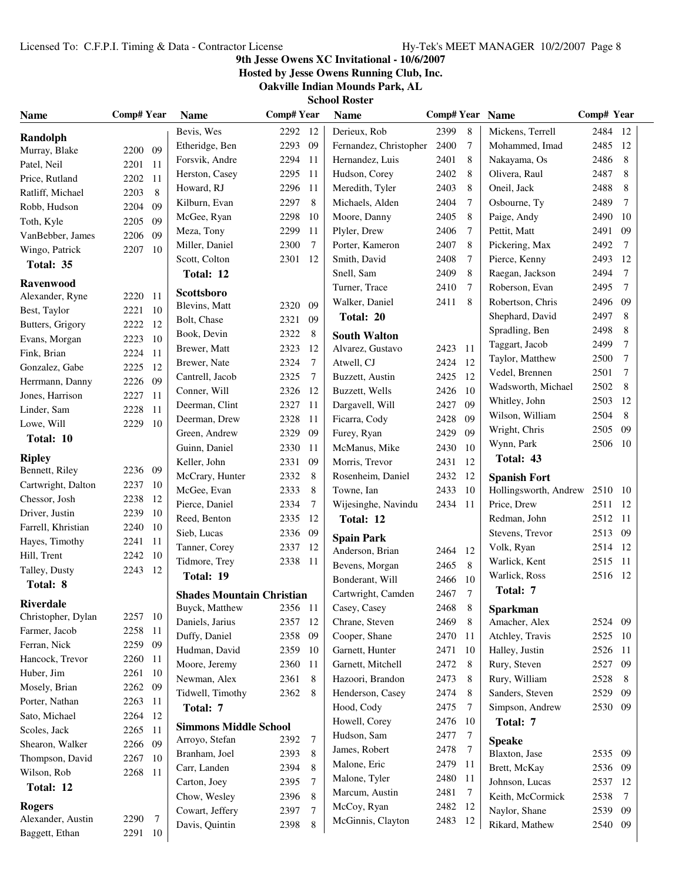**9th Jesse Owens XC Invitational - 10/6/2007**
**Hosted by Jesse Owens Running Club, Inc.**
**Oakville Indian Mounds Park, AL**
**School Roster**

| Name | Comp# | Year |
|---|---|---|
| **Randolph** | | |
| Murray, Blake | 2200 | 09 |
| Patel, Neil | 2201 | 11 |
| Price, Rutland | 2202 | 11 |
| Ratliff, Michael | 2203 | 8 |
| Robb, Hudson | 2204 | 09 |
| Toth, Kyle | 2205 | 09 |
| VanBebber, James | 2206 | 09 |
| Wingo, Patrick | 2207 | 10 |
| **Total: 35** | | |
| **Ravenwood** | | |
| Alexander, Ryne | 2220 | 11 |
| Best, Taylor | 2221 | 10 |
| Butters, Grigory | 2222 | 12 |
| Evans, Morgan | 2223 | 10 |
| Fink, Brian | 2224 | 11 |
| Gonzalez, Gabe | 2225 | 12 |
| Herrmann, Danny | 2226 | 09 |
| Jones, Harrison | 2227 | 11 |
| Linder, Sam | 2228 | 11 |
| Lowe, Will | 2229 | 10 |
| **Total: 10** | | |
| **Ripley** | | |
| Bennett, Riley | 2236 | 09 |
| Cartwright, Dalton | 2237 | 10 |
| Chessor, Josh | 2238 | 12 |
| Driver, Justin | 2239 | 10 |
| Farrell, Khristian | 2240 | 10 |
| Hayes, Timothy | 2241 | 11 |
| Hill, Trent | 2242 | 10 |
| Talley, Dusty | 2243 | 12 |
| **Total: 8** | | |
| **Riverdale** | | |
| Christopher, Dylan | 2257 | 10 |
| Farmer, Jacob | 2258 | 11 |
| Ferran, Nick | 2259 | 09 |
| Hancock, Trevor | 2260 | 11 |
| Huber, Jim | 2261 | 10 |
| Mosely, Brian | 2262 | 09 |
| Porter, Nathan | 2263 | 11 |
| Sato, Michael | 2264 | 12 |
| Scoles, Jack | 2265 | 11 |
| Shearon, Walker | 2266 | 09 |
| Thompson, David | 2267 | 10 |
| Wilson, Rob | 2268 | 11 |
| **Total: 12** | | |
| **Rogers** | | |
| Alexander, Austin | 2290 | 7 |
| Baggett, Ethan | 2291 | 10 |
| Bevis, Wes | 2292 | 12 |
| Etheridge, Ben | 2293 | 09 |
| Forsvik, Andre | 2294 | 11 |
| Herston, Casey | 2295 | 11 |
| Howard, RJ | 2296 | 11 |
| Kilburn, Evan | 2297 | 8 |
| McGee, Ryan | 2298 | 10 |
| Meza, Tony | 2299 | 11 |
| Miller, Daniel | 2300 | 7 |
| Scott, Colton | 2301 | 12 |
| **Total: 12** | | |
| **Scottsboro** | | |
| Blevins, Matt | 2320 | 09 |
| Bolt, Chase | 2321 | 09 |
| Book, Devin | 2322 | 8 |
| Brewer, Matt | 2323 | 12 |
| Brewer, Nate | 2324 | 7 |
| Cantrell, Jacob | 2325 | 7 |
| Conner, Will | 2326 | 12 |
| Deerman, Clint | 2327 | 11 |
| Deerman, Drew | 2328 | 11 |
| Green, Andrew | 2329 | 09 |
| Guinn, Daniel | 2330 | 11 |
| Keller, John | 2331 | 09 |
| McCrary, Hunter | 2332 | 8 |
| McGee, Evan | 2333 | 8 |
| Pierce, Daniel | 2334 | 7 |
| Reed, Benton | 2335 | 12 |
| Sieb, Lucas | 2336 | 09 |
| Tanner, Corey | 2337 | 12 |
| Tidmore, Trey | 2338 | 11 |
| **Total: 19** | | |
| **Shades Mountain Christian** | | |
| Buyck, Matthew | 2356 | 11 |
| Daniels, Jarius | 2357 | 12 |
| Duffy, Daniel | 2358 | 09 |
| Hudman, David | 2359 | 10 |
| Moore, Jeremy | 2360 | 11 |
| Newman, Alex | 2361 | 8 |
| Tidwell, Timothy | 2362 | 8 |
| **Total: 7** | | |
| **Simmons Middle School** | | |
| Arroyo, Stefan | 2392 | 7 |
| Branham, Joel | 2393 | 8 |
| Carr, Landen | 2394 | 8 |
| Carton, Joey | 2395 | 7 |
| Chow, Wesley | 2396 | 8 |
| Cowart, Jeffery | 2397 | 7 |
| Davis, Quintin | 2398 | 8 |
| Derieux, Rob | 2399 | 8 |
| Fernandez, Christopher | 2400 | 7 |
| Hernandez, Luis | 2401 | 8 |
| Hudson, Corey | 2402 | 8 |
| Meredith, Tyler | 2403 | 8 |
| Michaels, Alden | 2404 | 7 |
| Moore, Danny | 2405 | 8 |
| Plyler, Drew | 2406 | 7 |
| Porter, Kameron | 2407 | 8 |
| Smith, David | 2408 | 7 |
| Snell, Sam | 2409 | 8 |
| Turner, Trace | 2410 | 7 |
| Walker, Daniel | 2411 | 8 |
| **Total: 20** | | |
| **South Walton** | | |
| Alvarez, Gustavo | 2423 | 11 |
| Atwell, CJ | 2424 | 12 |
| Buzzett, Austin | 2425 | 12 |
| Buzzett, Wells | 2426 | 10 |
| Dargavell, Will | 2427 | 09 |
| Ficarra, Cody | 2428 | 09 |
| Furey, Ryan | 2429 | 09 |
| McManus, Mike | 2430 | 10 |
| Morris, Trevor | 2431 | 12 |
| Rosenheim, Daniel | 2432 | 12 |
| Towne, Ian | 2433 | 10 |
| Wijesinghe, Navindu | 2434 | 11 |
| **Total: 12** | | |
| **Spain Park** | | |
| Anderson, Brian | 2464 | 12 |
| Bevens, Morgan | 2465 | 8 |
| Bonderant, Will | 2466 | 10 |
| Cartwright, Camden | 2467 | 7 |
| Casey, Casey | 2468 | 8 |
| Chrane, Steven | 2469 | 8 |
| Cooper, Shane | 2470 | 11 |
| Garnett, Hunter | 2471 | 10 |
| Garnett, Mitchell | 2472 | 8 |
| Hazoori, Brandon | 2473 | 8 |
| Henderson, Casey | 2474 | 8 |
| Hood, Cody | 2475 | 7 |
| Howell, Corey | 2476 | 10 |
| Hudson, Sam | 2477 | 7 |
| James, Robert | 2478 | 7 |
| Malone, Eric | 2479 | 11 |
| Malone, Tyler | 2480 | 11 |
| Marcum, Austin | 2481 | 7 |
| McCoy, Ryan | 2482 | 12 |
| McGinnis, Clayton | 2483 | 12 |
| Mickens, Terrell | 2484 | 12 |
| Mohammed, Imad | 2485 | 12 |
| Nakayama, Os | 2486 | 8 |
| Olivera, Raul | 2487 | 8 |
| Oneil, Jack | 2488 | 8 |
| Osbourne, Ty | 2489 | 7 |
| Paige, Andy | 2490 | 10 |
| Pettit, Matt | 2491 | 09 |
| Pickering, Max | 2492 | 7 |
| Pierce, Kenny | 2493 | 12 |
| Raegan, Jackson | 2494 | 7 |
| Roberson, Evan | 2495 | 7 |
| Robertson, Chris | 2496 | 09 |
| Shephard, David | 2497 | 8 |
| Spradling, Ben | 2498 | 8 |
| Taggart, Jacob | 2499 | 7 |
| Taylor, Matthew | 2500 | 7 |
| Vedel, Brennen | 2501 | 7 |
| Wadsworth, Michael | 2502 | 8 |
| Whitley, John | 2503 | 12 |
| Wilson, William | 2504 | 8 |
| Wright, Chris | 2505 | 09 |
| Wynn, Park | 2506 | 10 |
| **Total: 43** | | |
| **Spanish Fort** | | |
| Hollingsworth, Andrew | 2510 | 10 |
| Price, Drew | 2511 | 12 |
| Redman, John | 2512 | 11 |
| Stevens, Trevor | 2513 | 09 |
| Volk, Ryan | 2514 | 12 |
| Warlick, Kent | 2515 | 11 |
| Warlick, Ross | 2516 | 12 |
| **Total: 7** | | |
| **Sparkman** | | |
| Amacher, Alex | 2524 | 09 |
| Atchley, Travis | 2525 | 10 |
| Halley, Justin | 2526 | 11 |
| Rury, Steven | 2527 | 09 |
| Rury, William | 2528 | 8 |
| Sanders, Steven | 2529 | 09 |
| Simpson, Andrew | 2530 | 09 |
| **Total: 7** | | |
| **Speake** | | |
| Blaxton, Jase | 2535 | 09 |
| Brett, McKay | 2536 | 09 |
| Johnson, Lucas | 2537 | 12 |
| Keith, McCormick | 2538 | 7 |
| Naylor, Shane | 2539 | 09 |
| Rikard, Mathew | 2540 | 09 |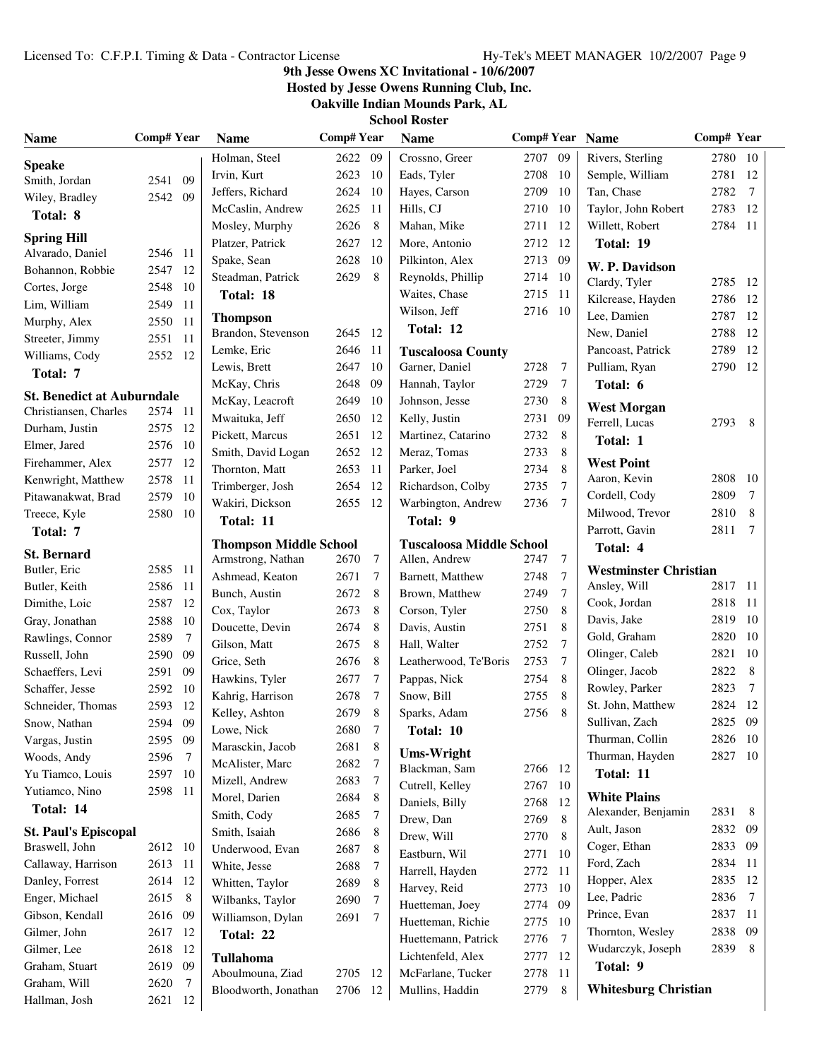# 9th Jesse Owens XC Invitational - 10/6/2007

**Hosted by Jesse Owens Running Club, Inc.**

**Oakville Indian Mounds Park, AL**

**School Roster**

### Speake

| Name | Comp# | Year |
|---|---|---|
| Smith, Jordan | 2541 | 09 |
| Wiley, Bradley | 2542 | 09 |

**Total: 8**

### Spring Hill

| Name | Comp# | Year |
|---|---|---|
| Alvarado, Daniel | 2546 | 11 |
| Bohannon, Robbie | 2547 | 12 |
| Cortes, Jorge | 2548 | 10 |
| Lim, William | 2549 | 11 |
| Murphy, Alex | 2550 | 11 |
| Streeter, Jimmy | 2551 | 11 |
| Williams, Cody | 2552 | 12 |

**Total: 7**

### St. Benedict at Auburndale

| Name | Comp# | Year |
|---|---|---|
| Christiansen, Charles | 2574 | 11 |
| Durham, Justin | 2575 | 12 |
| Elmer, Jared | 2576 | 10 |
| Firehammer, Alex | 2577 | 12 |
| Kenwright, Matthew | 2578 | 11 |
| Pitawanakwat, Brad | 2579 | 10 |
| Treece, Kyle | 2580 | 10 |

**Total: 7**

### St. Bernard

| Name | Comp# | Year |
|---|---|---|
| Butler, Eric | 2585 | 11 |
| Butler, Keith | 2586 | 11 |
| Dimithe, Loic | 2587 | 12 |
| Gray, Jonathan | 2588 | 10 |
| Rawlings, Connor | 2589 | 7 |
| Russell, John | 2590 | 09 |
| Schaeffers, Levi | 2591 | 09 |
| Schaffer, Jesse | 2592 | 10 |
| Schneider, Thomas | 2593 | 12 |
| Snow, Nathan | 2594 | 09 |
| Vargas, Justin | 2595 | 09 |
| Woods, Andy | 2596 | 7 |
| Yu Tiamco, Louis | 2597 | 10 |
| Yutiamco, Nino | 2598 | 11 |

**Total: 14**

### St. Paul's Episcopal

| Name | Comp# | Year |
|---|---|---|
| Braswell, John | 2612 | 10 |
| Callaway, Harrison | 2613 | 11 |
| Danley, Forrest | 2614 | 12 |
| Enger, Michael | 2615 | 8 |
| Gibson, Kendall | 2616 | 09 |
| Gilmer, John | 2617 | 12 |
| Gilmer, Lee | 2618 | 12 |
| Graham, Stuart | 2619 | 09 |
| Graham, Will | 2620 | 7 |
| Hallman, Josh | 2621 | 12 |
| Holman, Steel | 2622 | 09 |
| Irvin, Kurt | 2623 | 10 |
| Jeffers, Richard | 2624 | 10 |
| McCaslin, Andrew | 2625 | 11 |
| Mosley, Murphy | 2626 | 8 |
| Platzer, Patrick | 2627 | 12 |
| Spake, Sean | 2628 | 10 |
| Steadman, Patrick | 2629 | 8 |

**Total: 18**

### Thompson

| Name | Comp# | Year |
|---|---|---|
| Brandon, Stevenson | 2645 | 12 |
| Lemke, Eric | 2646 | 11 |
| Lewis, Brett | 2647 | 10 |
| McKay, Chris | 2648 | 09 |
| McKay, Leacroft | 2649 | 10 |
| Mwaituka, Jeff | 2650 | 12 |
| Pickett, Marcus | 2651 | 12 |
| Smith, David Logan | 2652 | 12 |
| Thornton, Matt | 2653 | 11 |
| Trimberger, Josh | 2654 | 12 |
| Wakiri, Dickson | 2655 | 12 |

**Total: 11**

### Thompson Middle School

| Name | Comp# | Year |
|---|---|---|
| Armstrong, Nathan | 2670 | 7 |
| Ashmead, Keaton | 2671 | 7 |
| Bunch, Austin | 2672 | 8 |
| Cox, Taylor | 2673 | 8 |
| Doucette, Devin | 2674 | 8 |
| Gilson, Matt | 2675 | 8 |
| Grice, Seth | 2676 | 8 |
| Hawkins, Tyler | 2677 | 7 |
| Kahrig, Harrison | 2678 | 7 |
| Kelley, Ashton | 2679 | 8 |
| Lowe, Nick | 2680 | 7 |
| Marasckin, Jacob | 2681 | 8 |
| McAlister, Marc | 2682 | 7 |
| Mizell, Andrew | 2683 | 7 |
| Morel, Darien | 2684 | 8 |
| Smith, Cody | 2685 | 7 |
| Smith, Isaiah | 2686 | 8 |
| Underwood, Evan | 2687 | 8 |
| White, Jesse | 2688 | 7 |
| Whitten, Taylor | 2689 | 8 |
| Wilbanks, Taylor | 2690 | 7 |
| Williamson, Dylan | 2691 | 7 |

**Total: 22**

### Tullahoma

| Name | Comp# | Year |
|---|---|---|
| Aboulmouna, Ziad | 2705 | 12 |
| Bloodworth, Jonathan | 2706 | 12 |
| Crossno, Greer | 2707 | 09 |
| Eads, Tyler | 2708 | 10 |
| Hayes, Carson | 2709 | 10 |
| Hills, CJ | 2710 | 10 |
| Mahan, Mike | 2711 | 12 |
| More, Antonio | 2712 | 12 |
| Pilkinton, Alex | 2713 | 09 |
| Reynolds, Phillip | 2714 | 10 |
| Waites, Chase | 2715 | 11 |
| Wilson, Jeff | 2716 | 10 |

**Total: 12**

### Tuscaloosa County

| Name | Comp# | Year |
|---|---|---|
| Garner, Daniel | 2728 | 7 |
| Hannah, Taylor | 2729 | 7 |
| Johnson, Jesse | 2730 | 8 |
| Kelly, Justin | 2731 | 09 |
| Martinez, Catarino | 2732 | 8 |
| Meraz, Tomas | 2733 | 8 |
| Parker, Joel | 2734 | 8 |
| Richardson, Colby | 2735 | 7 |
| Warbington, Andrew | 2736 | 7 |

**Total: 9**

### Tuscaloosa Middle School

| Name | Comp# | Year |
|---|---|---|
| Allen, Andrew | 2747 | 7 |
| Barnett, Matthew | 2748 | 7 |
| Brown, Matthew | 2749 | 7 |
| Corson, Tyler | 2750 | 8 |
| Davis, Austin | 2751 | 8 |
| Hall, Walter | 2752 | 7 |
| Leatherwood, Te'Boris | 2753 | 7 |
| Pappas, Nick | 2754 | 8 |
| Snow, Bill | 2755 | 8 |
| Sparks, Adam | 2756 | 8 |

**Total: 10**

### Ums-Wright

| Name | Comp# | Year |
|---|---|---|
| Blackman, Sam | 2766 | 12 |
| Cutrell, Kelley | 2767 | 10 |
| Daniels, Billy | 2768 | 12 |
| Drew, Dan | 2769 | 8 |
| Drew, Will | 2770 | 8 |
| Eastburn, Wil | 2771 | 10 |
| Harrell, Hayden | 2772 | 11 |
| Harvey, Reid | 2773 | 10 |
| Huetteman, Joey | 2774 | 09 |
| Huetteman, Richie | 2775 | 10 |
| Huettemann, Patrick | 2776 | 7 |
| Lichtenfeld, Alex | 2777 | 12 |
| McFarlane, Tucker | 2778 | 11 |
| Mullins, Haddin | 2779 | 8 |
| Rivers, Sterling | 2780 | 10 |
| Semple, William | 2781 | 12 |
| Tan, Chase | 2782 | 7 |
| Taylor, John Robert | 2783 | 12 |
| Willett, Robert | 2784 | 11 |

**Total: 19**

### W. P. Davidson

| Name | Comp# | Year |
|---|---|---|
| Clardy, Tyler | 2785 | 12 |
| Kilcrease, Hayden | 2786 | 12 |
| Lee, Damien | 2787 | 12 |
| New, Daniel | 2788 | 12 |
| Pancoast, Patrick | 2789 | 12 |
| Pulliam, Ryan | 2790 | 12 |

**Total: 6**

### West Morgan

| Name | Comp# | Year |
|---|---|---|
| Ferrell, Lucas | 2793 | 8 |

**Total: 1**

### West Point

| Name | Comp# | Year |
|---|---|---|
| Aaron, Kevin | 2808 | 10 |
| Cordell, Cody | 2809 | 7 |
| Milwood, Trevor | 2810 | 8 |
| Parrott, Gavin | 2811 | 7 |

**Total: 4**

### Westminster Christian

| Name | Comp# | Year |
|---|---|---|
| Ansley, Will | 2817 | 11 |
| Cook, Jordan | 2818 | 11 |
| Davis, Jake | 2819 | 10 |
| Gold, Graham | 2820 | 10 |
| Olinger, Caleb | 2821 | 10 |
| Olinger, Jacob | 2822 | 8 |
| Rowley, Parker | 2823 | 7 |
| St. John, Matthew | 2824 | 12 |
| Sullivan, Zach | 2825 | 09 |
| Thurman, Collin | 2826 | 10 |
| Thurman, Hayden | 2827 | 10 |

**Total: 11**

### White Plains

| Name | Comp# | Year |
|---|---|---|
| Alexander, Benjamin | 2831 | 8 |
| Ault, Jason | 2832 | 09 |
| Coger, Ethan | 2833 | 09 |
| Ford, Zach | 2834 | 11 |
| Hopper, Alex | 2835 | 12 |
| Lee, Padric | 2836 | 7 |
| Prince, Evan | 2837 | 11 |
| Thornton, Wesley | 2838 | 09 |
| Wudarczyk, Joseph | 2839 | 8 |

**Total: 9**

### Whitesburg Christian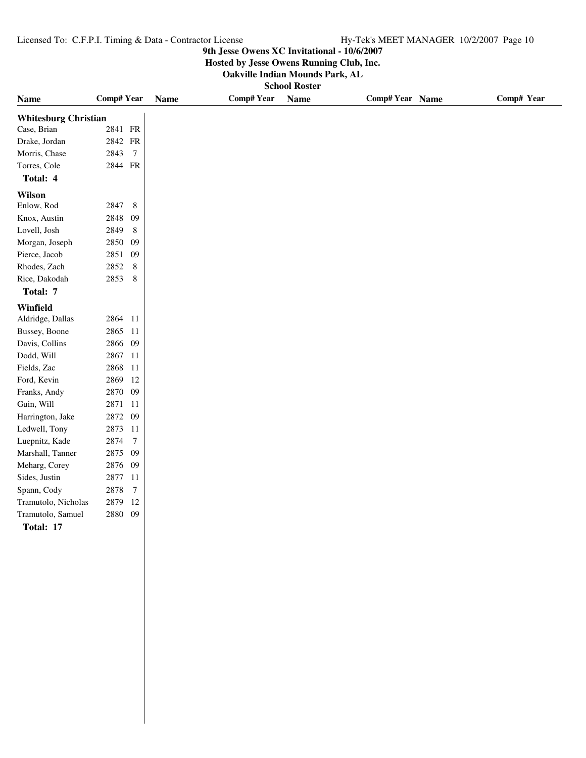# 9th Jesse Owens XC Invitational - 10/6/2007

**Hosted by Jesse Owens Running Club, Inc.**

**Oakville Indian Mounds Park, AL**

**School Roster**

### Whitesburg Christian

| Name | Comp# | Year |
|---|---|---|
| Case, Brian | 2841 | FR |
| Drake, Jordan | 2842 | FR |
| Morris, Chase | 2843 | 7 |
| Torres, Cole | 2844 | FR |

**Total: 4**

### Wilson

| Name | Comp# | Year |
|---|---|---|
| Enlow, Rod | 2847 | 8 |
| Knox, Austin | 2848 | 09 |
| Lovell, Josh | 2849 | 8 |
| Morgan, Joseph | 2850 | 09 |
| Pierce, Jacob | 2851 | 09 |
| Rhodes, Zach | 2852 | 8 |
| Rice, Dakodah | 2853 | 8 |

**Total: 7**

### Winfield

| Name | Comp# | Year |
|---|---|---|
| Aldridge, Dallas | 2864 | 11 |
| Bussey, Boone | 2865 | 11 |
| Davis, Collins | 2866 | 09 |
| Dodd, Will | 2867 | 11 |
| Fields, Zac | 2868 | 11 |
| Ford, Kevin | 2869 | 12 |
| Franks, Andy | 2870 | 09 |
| Guin, Will | 2871 | 11 |
| Harrington, Jake | 2872 | 09 |
| Ledwell, Tony | 2873 | 11 |
| Luepnitz, Kade | 2874 | 7 |
| Marshall, Tanner | 2875 | 09 |
| Meharg, Corey | 2876 | 09 |
| Sides, Justin | 2877 | 11 |
| Spann, Cody | 2878 | 7 |
| Tramutolo, Nicholas | 2879 | 12 |
| Tramutolo, Samuel | 2880 | 09 |

**Total: 17**